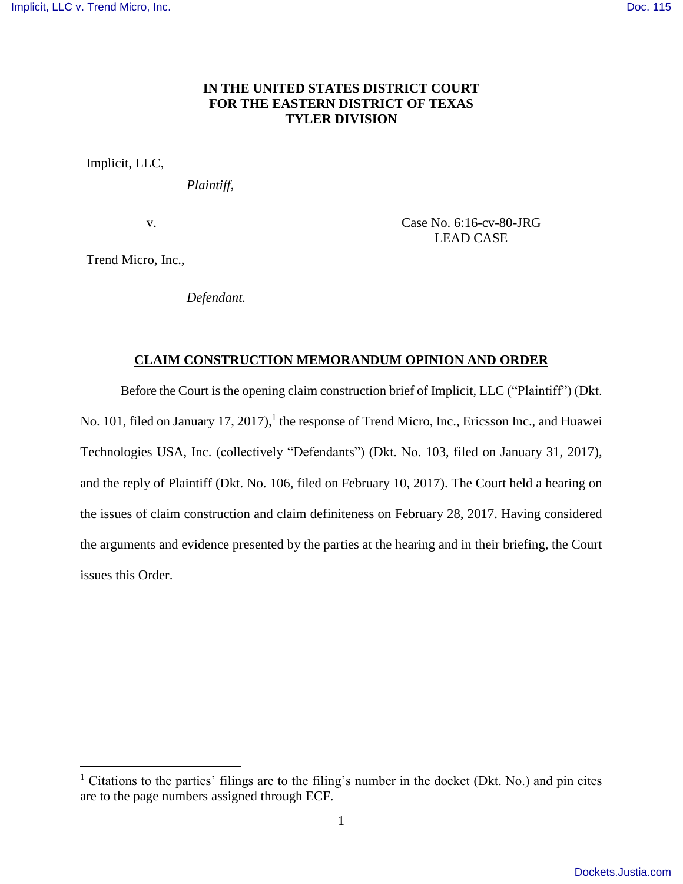**IN THE UNITED STATES DISTRICT COURT**
**FOR THE EASTERN DISTRICT OF TEXAS**
**TYLER DIVISION**

| | |
|---|---|
| Implicit, LLC,<br>*Plaintiff*,<br><br>v.<br><br>Trend Micro, Inc.,<br><br>*Defendant.* | Case No. 6:16-cv-80-JRG<br>LEAD CASE |

**CLAIM CONSTRUCTION MEMORANDUM OPINION AND ORDER**

Before the Court is the opening claim construction brief of Implicit, LLC ("Plaintiff") (Dkt. No. 101, filed on January 17, 2017),[1] the response of Trend Micro, Inc., Ericsson Inc., and Huawei Technologies USA, Inc. (collectively "Defendants") (Dkt. No. 103, filed on January 31, 2017), and the reply of Plaintiff (Dkt. No. 106, filed on February 10, 2017). The Court held a hearing on the issues of claim construction and claim definiteness on February 28, 2017. Having considered the arguments and evidence presented by the parties at the hearing and in their briefing, the Court issues this Order.

[1] Citations to the parties' filings are to the filing's number in the docket (Dkt. No.) and pin cites are to the page numbers assigned through ECF.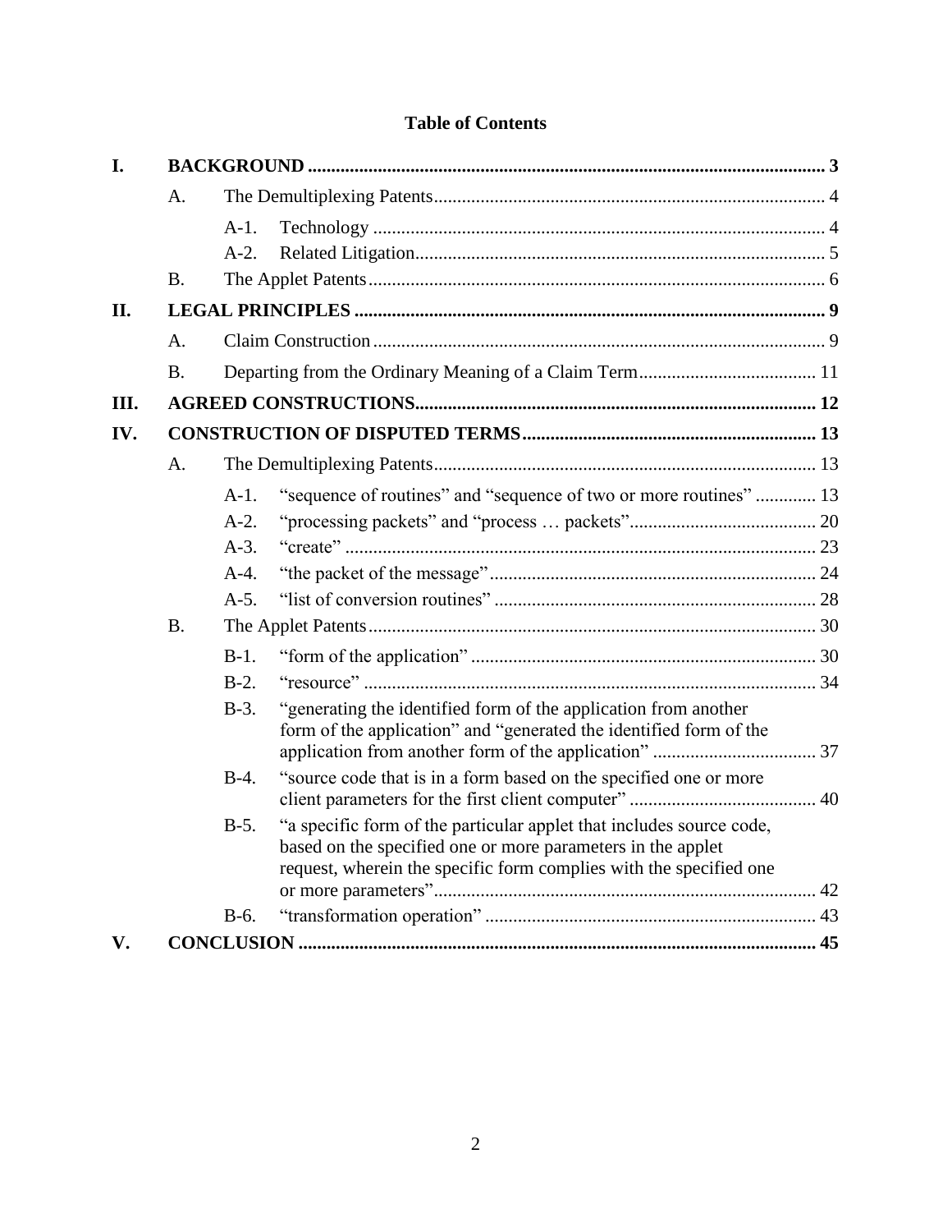# Table of Contents

- I. BACKGROUND .... 3
  - A. The Demultiplexing Patents .... 4
    - A-1. Technology .... 4
    - A-2. Related Litigation .... 5
  - B. The Applet Patents .... 6
- II. LEGAL PRINCIPLES .... 9
  - A. Claim Construction .... 9
  - B. Departing from the Ordinary Meaning of a Claim Term .... 11
- III. AGREED CONSTRUCTIONS .... 12
- IV. CONSTRUCTION OF DISPUTED TERMS .... 13
  - A. The Demultiplexing Patents .... 13
    - A-1. "sequence of routines" and "sequence of two or more routines" .... 13
    - A-2. "processing packets" and "process … packets" .... 20
    - A-3. "create" .... 23
    - A-4. "the packet of the message" .... 24
    - A-5. "list of conversion routines" .... 28
  - B. The Applet Patents .... 30
    - B-1. "form of the application" .... 30
    - B-2. "resource" .... 34
    - B-3. "generating the identified form of the application from another form of the application" and "generated the identified form of the application from another form of the application" .... 37
    - B-4. "source code that is in a form based on the specified one or more client parameters for the first client computer" .... 40
    - B-5. "a specific form of the particular applet that includes source code, based on the specified one or more parameters in the applet request, wherein the specific form complies with the specified one or more parameters" .... 42
    - B-6. "transformation operation" .... 43
- V. CONCLUSION .... 45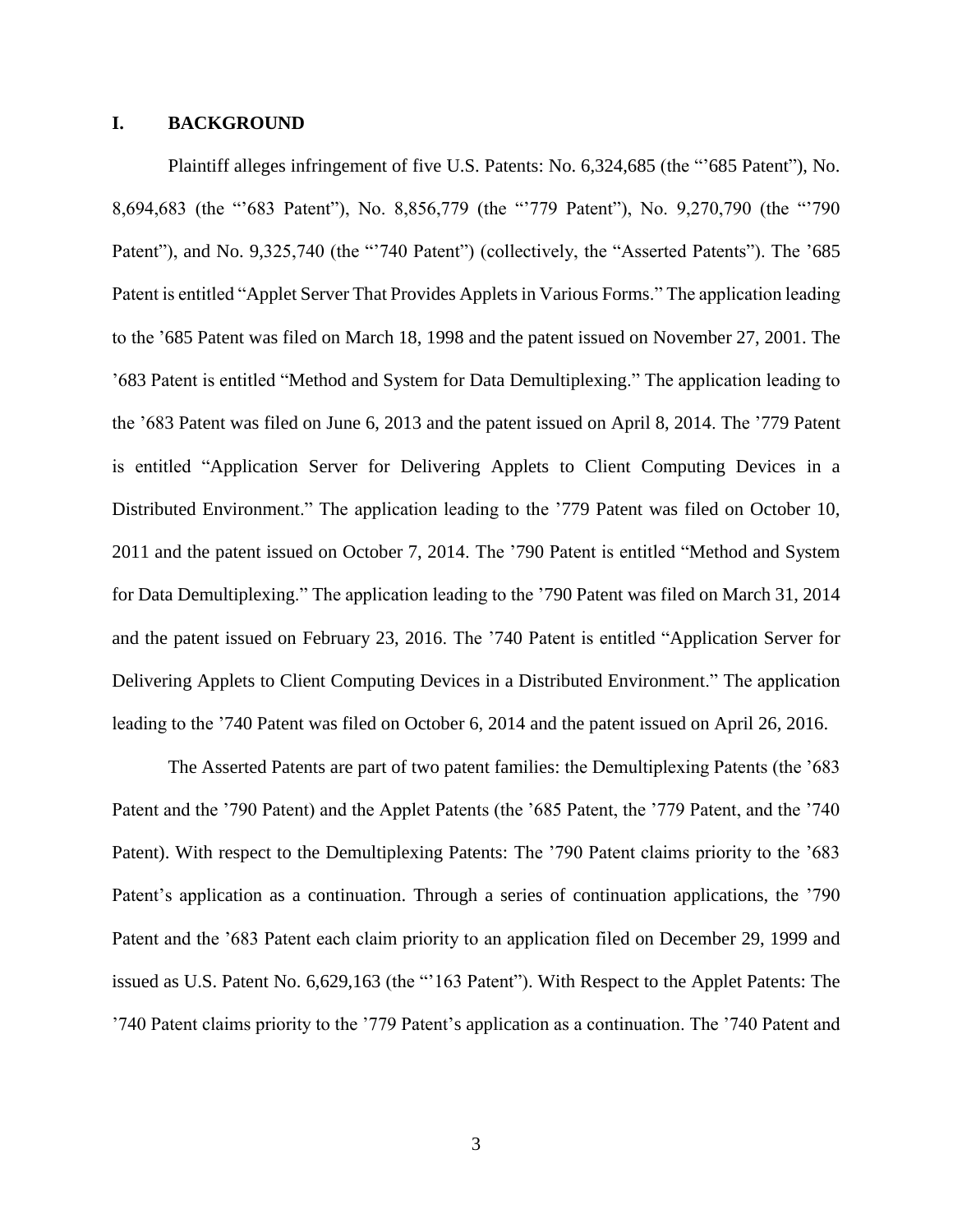## I. BACKGROUND

Plaintiff alleges infringement of five U.S. Patents: No. 6,324,685 (the "'685 Patent"), No. 8,694,683 (the "'683 Patent"), No. 8,856,779 (the "'779 Patent"), No. 9,270,790 (the "'790 Patent"), and No. 9,325,740 (the "'740 Patent") (collectively, the "Asserted Patents"). The '685 Patent is entitled "Applet Server That Provides Applets in Various Forms." The application leading to the '685 Patent was filed on March 18, 1998 and the patent issued on November 27, 2001. The '683 Patent is entitled "Method and System for Data Demultiplexing." The application leading to the '683 Patent was filed on June 6, 2013 and the patent issued on April 8, 2014. The '779 Patent is entitled "Application Server for Delivering Applets to Client Computing Devices in a Distributed Environment." The application leading to the '779 Patent was filed on October 10, 2011 and the patent issued on October 7, 2014. The '790 Patent is entitled "Method and System for Data Demultiplexing." The application leading to the '790 Patent was filed on March 31, 2014 and the patent issued on February 23, 2016. The '740 Patent is entitled "Application Server for Delivering Applets to Client Computing Devices in a Distributed Environment." The application leading to the '740 Patent was filed on October 6, 2014 and the patent issued on April 26, 2016.

The Asserted Patents are part of two patent families: the Demultiplexing Patents (the '683 Patent and the '790 Patent) and the Applet Patents (the '685 Patent, the '779 Patent, and the '740 Patent). With respect to the Demultiplexing Patents: The '790 Patent claims priority to the '683 Patent's application as a continuation. Through a series of continuation applications, the '790 Patent and the '683 Patent each claim priority to an application filed on December 29, 1999 and issued as U.S. Patent No. 6,629,163 (the "'163 Patent"). With Respect to the Applet Patents: The '740 Patent claims priority to the '779 Patent's application as a continuation. The '740 Patent and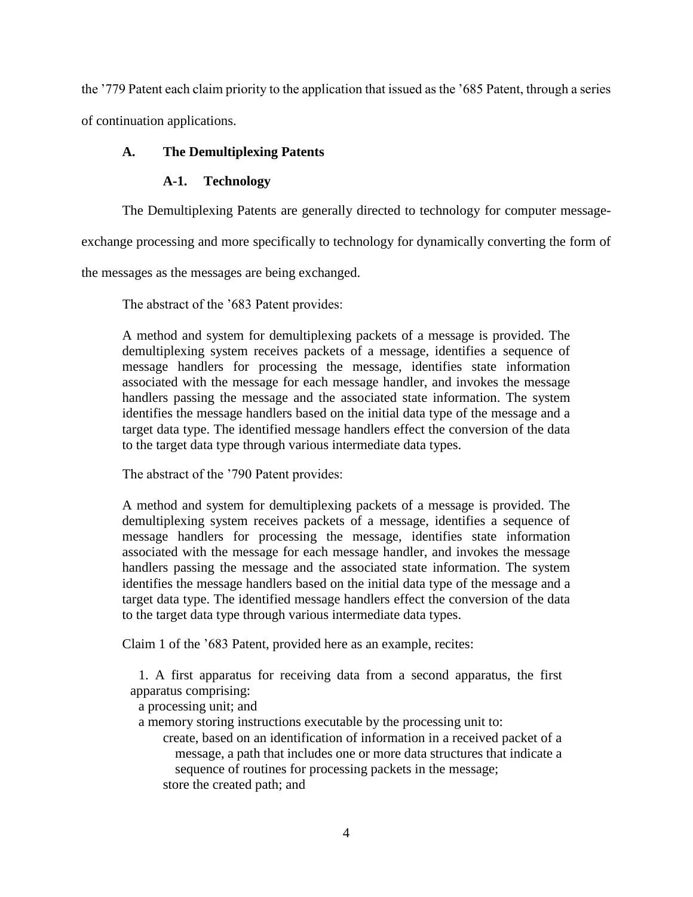the ’779 Patent each claim priority to the application that issued as the ’685 Patent, through a series of continuation applications.

### A. The Demultiplexing Patents

#### A-1. Technology

The Demultiplexing Patents are generally directed to technology for computer message-exchange processing and more specifically to technology for dynamically converting the form of the messages as the messages are being exchanged.

The abstract of the ’683 Patent provides:

> A method and system for demultiplexing packets of a message is provided. The demultiplexing system receives packets of a message, identifies a sequence of message handlers for processing the message, identifies state information associated with the message for each message handler, and invokes the message handlers passing the message and the associated state information. The system identifies the message handlers based on the initial data type of the message and a target data type. The identified message handlers effect the conversion of the data to the target data type through various intermediate data types.

The abstract of the ’790 Patent provides:

> A method and system for demultiplexing packets of a message is provided. The demultiplexing system receives packets of a message, identifies a sequence of message handlers for processing the message, identifies state information associated with the message for each message handler, and invokes the message handlers passing the message and the associated state information. The system identifies the message handlers based on the initial data type of the message and a target data type. The identified message handlers effect the conversion of the data to the target data type through various intermediate data types.

Claim 1 of the ’683 Patent, provided here as an example, recites:

> 1. A first apparatus for receiving data from a second apparatus, the first apparatus comprising:
>
> a processing unit; and
>
> a memory storing instructions executable by the processing unit to:
>
> create, based on an identification of information in a received packet of a message, a path that includes one or more data structures that indicate a sequence of routines for processing packets in the message;
>
> store the created path; and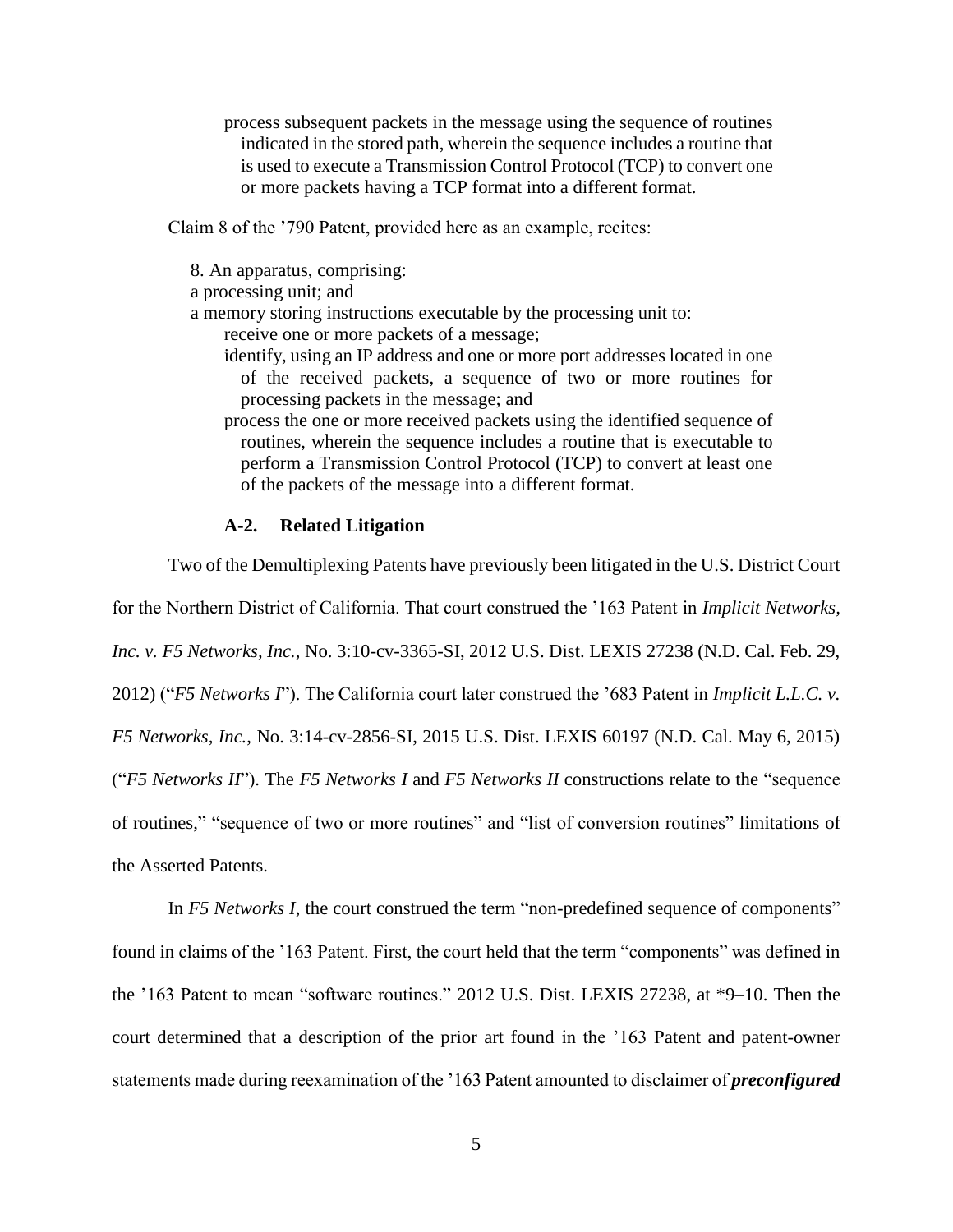process subsequent packets in the message using the sequence of routines indicated in the stored path, wherein the sequence includes a routine that is used to execute a Transmission Control Protocol (TCP) to convert one or more packets having a TCP format into a different format.

Claim 8 of the ’790 Patent, provided here as an example, recites:

> 8. An apparatus, comprising:
> a processing unit; and
> a memory storing instructions executable by the processing unit to:
> receive one or more packets of a message;
> identify, using an IP address and one or more port addresses located in one of the received packets, a sequence of two or more routines for processing packets in the message; and
> process the one or more received packets using the identified sequence of routines, wherein the sequence includes a routine that is executable to perform a Transmission Control Protocol (TCP) to convert at least one of the packets of the message into a different format.

### A-2. Related Litigation

Two of the Demultiplexing Patents have previously been litigated in the U.S. District Court for the Northern District of California. That court construed the ’163 Patent in *Implicit Networks, Inc. v. F5 Networks, Inc.*, No. 3:10-cv-3365-SI, 2012 U.S. Dist. LEXIS 27238 (N.D. Cal. Feb. 29, 2012) (“*F5 Networks I*”). The California court later construed the ’683 Patent in *Implicit L.L.C. v. F5 Networks, Inc.*, No. 3:14-cv-2856-SI, 2015 U.S. Dist. LEXIS 60197 (N.D. Cal. May 6, 2015) (“*F5 Networks II*”). The *F5 Networks I* and *F5 Networks II* constructions relate to the “sequence of routines,” “sequence of two or more routines” and “list of conversion routines” limitations of the Asserted Patents.

In *F5 Networks I*, the court construed the term “non-predefined sequence of components” found in claims of the ’163 Patent. First, the court held that the term “components” was defined in the ’163 Patent to mean “software routines.” 2012 U.S. Dist. LEXIS 27238, at *9–10. Then the court determined that a description of the prior art found in the ’163 Patent and patent-owner statements made during reexamination of the ’163 Patent amounted to disclaimer of ***preconfigured***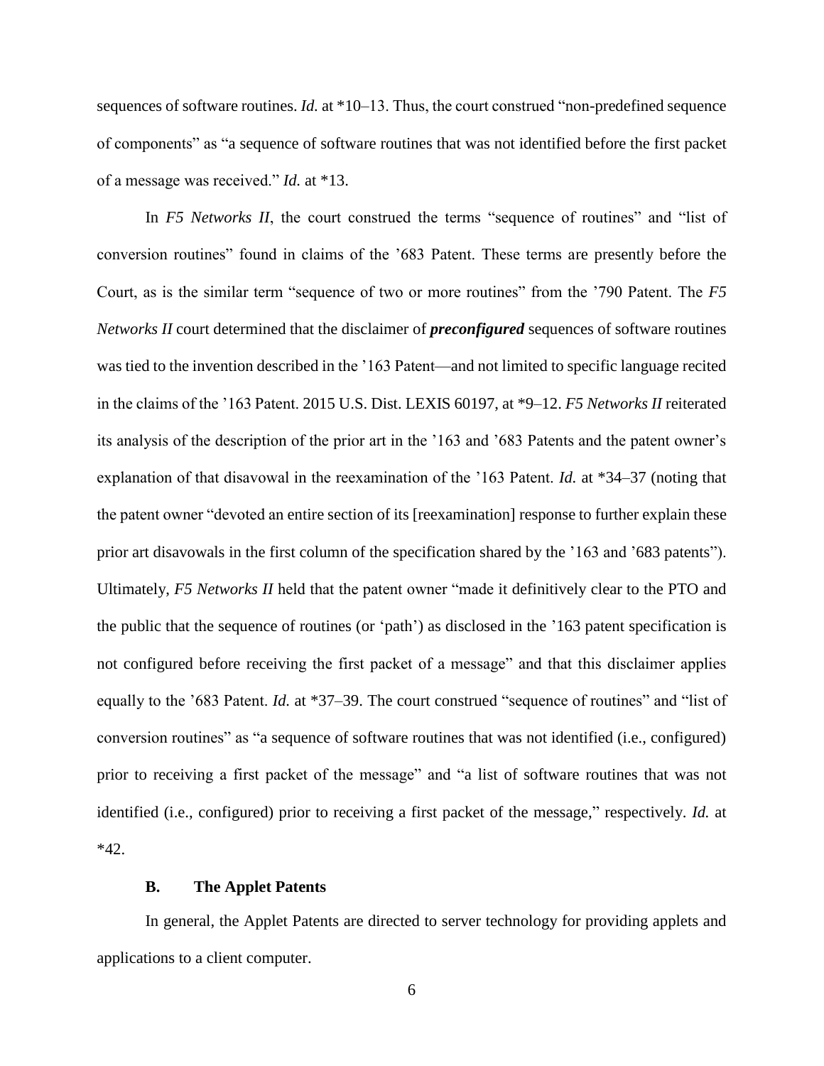sequences of software routines. *Id.* at *10–13. Thus, the court construed "non-predefined sequence of components" as "a sequence of software routines that was not identified before the first packet of a message was received." *Id.* at *13.

In *F5 Networks II*, the court construed the terms "sequence of routines" and "list of conversion routines" found in claims of the '683 Patent. These terms are presently before the Court, as is the similar term "sequence of two or more routines" from the '790 Patent. The *F5 Networks II* court determined that the disclaimer of ***preconfigured*** sequences of software routines was tied to the invention described in the '163 Patent—and not limited to specific language recited in the claims of the '163 Patent. 2015 U.S. Dist. LEXIS 60197, at *9–12. *F5 Networks II* reiterated its analysis of the description of the prior art in the '163 and '683 Patents and the patent owner's explanation of that disavowal in the reexamination of the '163 Patent. *Id.* at *34–37 (noting that the patent owner "devoted an entire section of its [reexamination] response to further explain these prior art disavowals in the first column of the specification shared by the '163 and '683 patents"). Ultimately, *F5 Networks II* held that the patent owner "made it definitively clear to the PTO and the public that the sequence of routines (or 'path') as disclosed in the '163 patent specification is not configured before receiving the first packet of a message" and that this disclaimer applies equally to the '683 Patent. *Id.* at *37–39. The court construed "sequence of routines" and "list of conversion routines" as "a sequence of software routines that was not identified (i.e., configured) prior to receiving a first packet of the message" and "a list of software routines that was not identified (i.e., configured) prior to receiving a first packet of the message," respectively. *Id.* at *42.

### B. The Applet Patents

In general, the Applet Patents are directed to server technology for providing applets and applications to a client computer.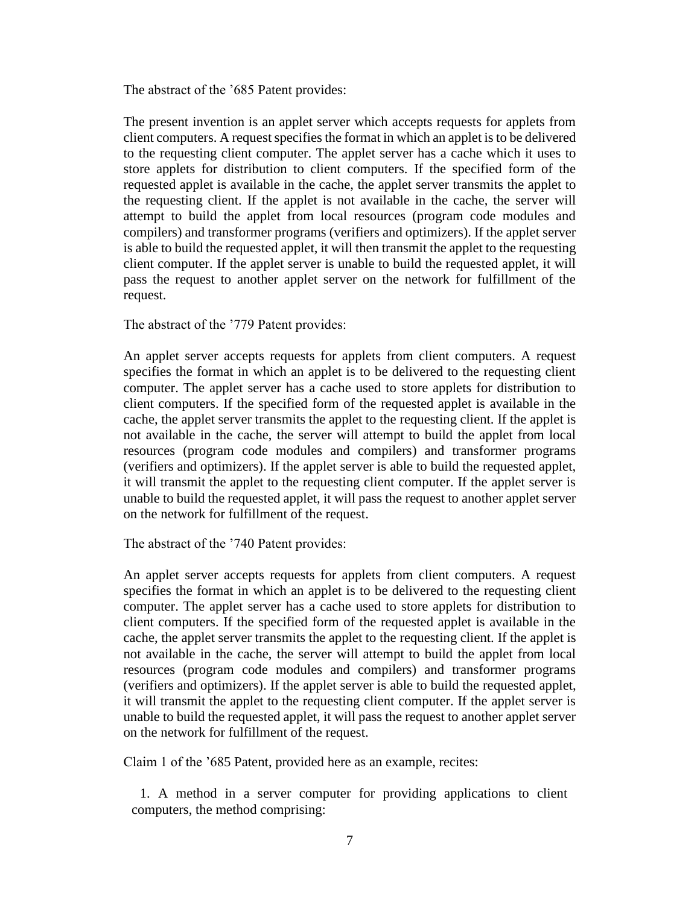The abstract of the '685 Patent provides:

> The present invention is an applet server which accepts requests for applets from client computers. A request specifies the format in which an applet is to be delivered to the requesting client computer. The applet server has a cache which it uses to store applets for distribution to client computers. If the specified form of the requested applet is available in the cache, the applet server transmits the applet to the requesting client. If the applet is not available in the cache, the server will attempt to build the applet from local resources (program code modules and compilers) and transformer programs (verifiers and optimizers). If the applet server is able to build the requested applet, it will then transmit the applet to the requesting client computer. If the applet server is unable to build the requested applet, it will pass the request to another applet server on the network for fulfillment of the request.

The abstract of the '779 Patent provides:

> An applet server accepts requests for applets from client computers. A request specifies the format in which an applet is to be delivered to the requesting client computer. The applet server has a cache used to store applets for distribution to client computers. If the specified form of the requested applet is available in the cache, the applet server transmits the applet to the requesting client. If the applet is not available in the cache, the server will attempt to build the applet from local resources (program code modules and compilers) and transformer programs (verifiers and optimizers). If the applet server is able to build the requested applet, it will transmit the applet to the requesting client computer. If the applet server is unable to build the requested applet, it will pass the request to another applet server on the network for fulfillment of the request.

The abstract of the '740 Patent provides:

> An applet server accepts requests for applets from client computers. A request specifies the format in which an applet is to be delivered to the requesting client computer. The applet server has a cache used to store applets for distribution to client computers. If the specified form of the requested applet is available in the cache, the applet server transmits the applet to the requesting client. If the applet is not available in the cache, the server will attempt to build the applet from local resources (program code modules and compilers) and transformer programs (verifiers and optimizers). If the applet server is able to build the requested applet, it will transmit the applet to the requesting client computer. If the applet server is unable to build the requested applet, it will pass the request to another applet server on the network for fulfillment of the request.

Claim 1 of the '685 Patent, provided here as an example, recites:

> 1. A method in a server computer for providing applications to client computers, the method comprising: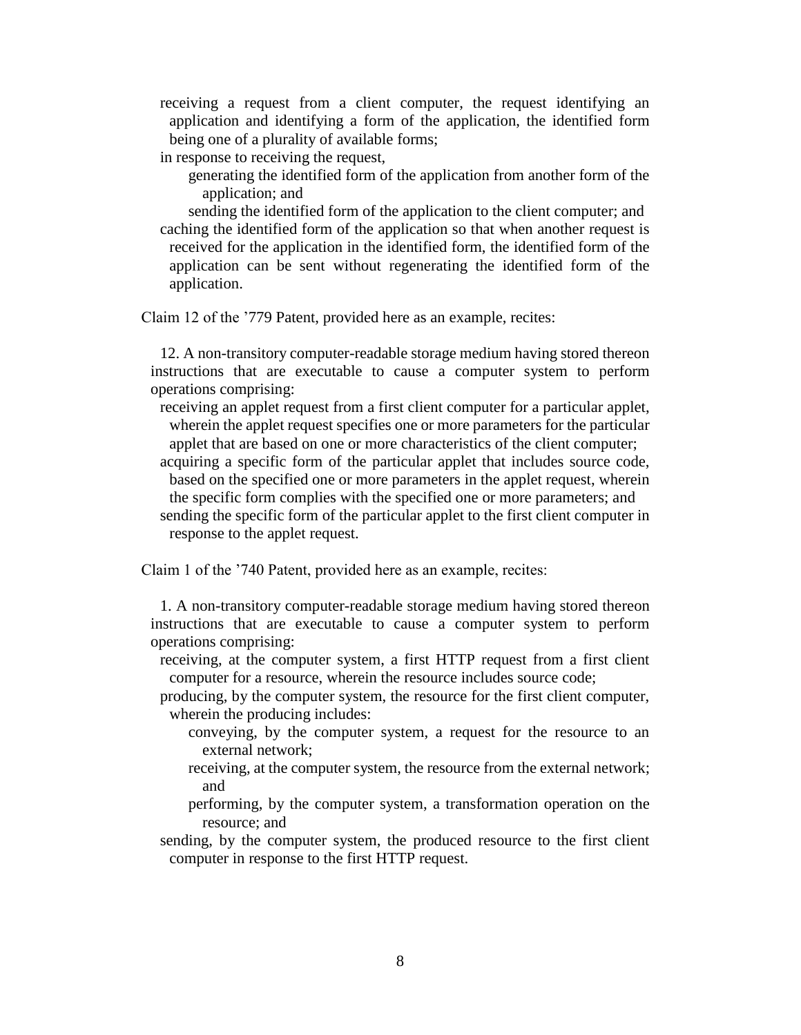receiving a request from a client computer, the request identifying an application and identifying a form of the application, the identified form being one of a plurality of available forms;

in response to receiving the request,

generating the identified form of the application from another form of the application; and

sending the identified form of the application to the client computer; and

caching the identified form of the application so that when another request is received for the application in the identified form, the identified form of the application can be sent without regenerating the identified form of the application.

Claim 12 of the '779 Patent, provided here as an example, recites:

> 12. A non-transitory computer-readable storage medium having stored thereon instructions that are executable to cause a computer system to perform operations comprising:
>
> receiving an applet request from a first client computer for a particular applet, wherein the applet request specifies one or more parameters for the particular applet that are based on one or more characteristics of the client computer;
>
> acquiring a specific form of the particular applet that includes source code, based on the specified one or more parameters in the applet request, wherein the specific form complies with the specified one or more parameters; and
>
> sending the specific form of the particular applet to the first client computer in response to the applet request.

Claim 1 of the '740 Patent, provided here as an example, recites:

> 1. A non-transitory computer-readable storage medium having stored thereon instructions that are executable to cause a computer system to perform operations comprising:
>
> receiving, at the computer system, a first HTTP request from a first client computer for a resource, wherein the resource includes source code;
>
> producing, by the computer system, the resource for the first client computer, wherein the producing includes:
>
> conveying, by the computer system, a request for the resource to an external network;
>
> receiving, at the computer system, the resource from the external network; and
>
> performing, by the computer system, a transformation operation on the resource; and
>
> sending, by the computer system, the produced resource to the first client computer in response to the first HTTP request.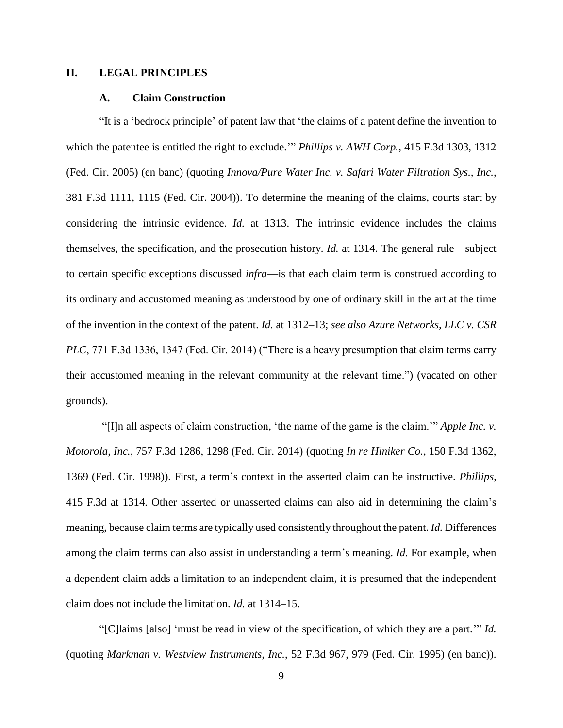## II. LEGAL PRINCIPLES

### A. Claim Construction

"It is a 'bedrock principle' of patent law that 'the claims of a patent define the invention to which the patentee is entitled the right to exclude.'" *Phillips v. AWH Corp.*, 415 F.3d 1303, 1312 (Fed. Cir. 2005) (en banc) (quoting *Innova/Pure Water Inc. v. Safari Water Filtration Sys., Inc.*, 381 F.3d 1111, 1115 (Fed. Cir. 2004)). To determine the meaning of the claims, courts start by considering the intrinsic evidence. *Id.* at 1313. The intrinsic evidence includes the claims themselves, the specification, and the prosecution history. *Id.* at 1314. The general rule—subject to certain specific exceptions discussed *infra*—is that each claim term is construed according to its ordinary and accustomed meaning as understood by one of ordinary skill in the art at the time of the invention in the context of the patent. *Id.* at 1312–13; *see also Azure Networks, LLC v. CSR PLC*, 771 F.3d 1336, 1347 (Fed. Cir. 2014) ("There is a heavy presumption that claim terms carry their accustomed meaning in the relevant community at the relevant time.") (vacated on other grounds).

"[I]n all aspects of claim construction, 'the name of the game is the claim.'" *Apple Inc. v. Motorola, Inc.*, 757 F.3d 1286, 1298 (Fed. Cir. 2014) (quoting *In re Hiniker Co.*, 150 F.3d 1362, 1369 (Fed. Cir. 1998)). First, a term's context in the asserted claim can be instructive. *Phillips*, 415 F.3d at 1314. Other asserted or unasserted claims can also aid in determining the claim's meaning, because claim terms are typically used consistently throughout the patent. *Id.* Differences among the claim terms can also assist in understanding a term's meaning. *Id.* For example, when a dependent claim adds a limitation to an independent claim, it is presumed that the independent claim does not include the limitation. *Id.* at 1314–15.

"[C]laims [also] 'must be read in view of the specification, of which they are a part.'" *Id.* (quoting *Markman v. Westview Instruments, Inc.*, 52 F.3d 967, 979 (Fed. Cir. 1995) (en banc)).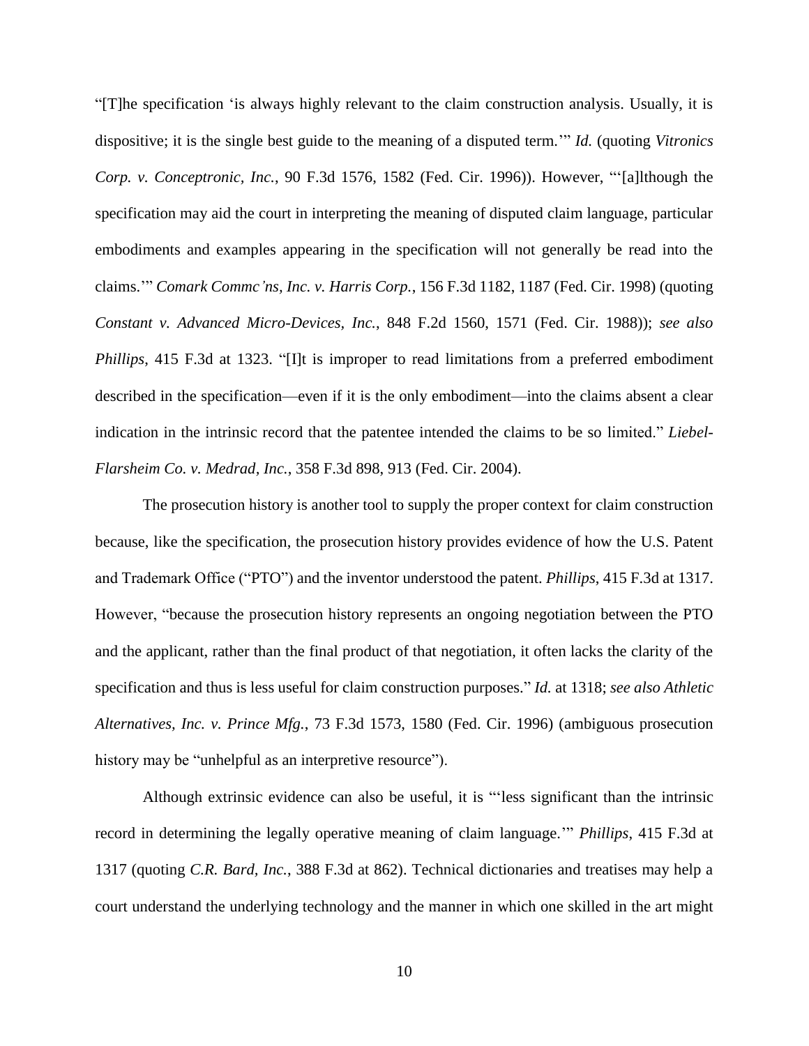"[T]he specification 'is always highly relevant to the claim construction analysis. Usually, it is dispositive; it is the single best guide to the meaning of a disputed term.'" *Id.* (quoting *Vitronics Corp. v. Conceptronic, Inc.*, 90 F.3d 1576, 1582 (Fed. Cir. 1996)). However, "'[a]lthough the specification may aid the court in interpreting the meaning of disputed claim language, particular embodiments and examples appearing in the specification will not generally be read into the claims.'" *Comark Commc'ns, Inc. v. Harris Corp.*, 156 F.3d 1182, 1187 (Fed. Cir. 1998) (quoting *Constant v. Advanced Micro-Devices, Inc.*, 848 F.2d 1560, 1571 (Fed. Cir. 1988)); *see also Phillips*, 415 F.3d at 1323. "[I]t is improper to read limitations from a preferred embodiment described in the specification—even if it is the only embodiment—into the claims absent a clear indication in the intrinsic record that the patentee intended the claims to be so limited." *Liebel-Flarsheim Co. v. Medrad, Inc.*, 358 F.3d 898, 913 (Fed. Cir. 2004).

The prosecution history is another tool to supply the proper context for claim construction because, like the specification, the prosecution history provides evidence of how the U.S. Patent and Trademark Office ("PTO") and the inventor understood the patent. *Phillips*, 415 F.3d at 1317. However, "because the prosecution history represents an ongoing negotiation between the PTO and the applicant, rather than the final product of that negotiation, it often lacks the clarity of the specification and thus is less useful for claim construction purposes." *Id.* at 1318; *see also Athletic Alternatives, Inc. v. Prince Mfg.*, 73 F.3d 1573, 1580 (Fed. Cir. 1996) (ambiguous prosecution history may be "unhelpful as an interpretive resource").

Although extrinsic evidence can also be useful, it is "'less significant than the intrinsic record in determining the legally operative meaning of claim language.'" *Phillips*, 415 F.3d at 1317 (quoting *C.R. Bard, Inc.*, 388 F.3d at 862). Technical dictionaries and treatises may help a court understand the underlying technology and the manner in which one skilled in the art might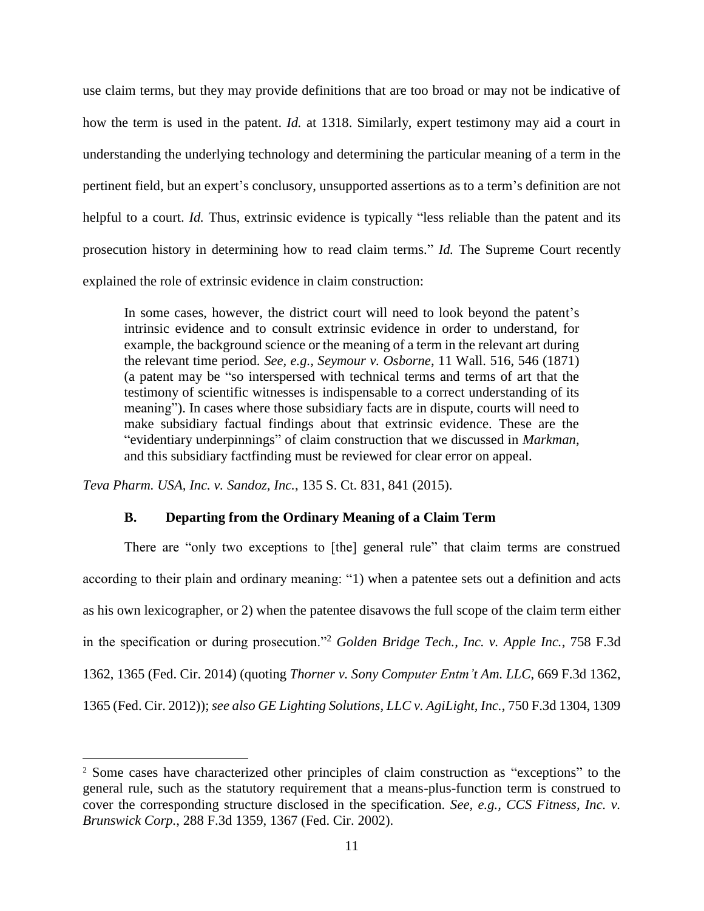use claim terms, but they may provide definitions that are too broad or may not be indicative of how the term is used in the patent. *Id.* at 1318. Similarly, expert testimony may aid a court in understanding the underlying technology and determining the particular meaning of a term in the pertinent field, but an expert's conclusory, unsupported assertions as to a term's definition are not helpful to a court. *Id.* Thus, extrinsic evidence is typically "less reliable than the patent and its prosecution history in determining how to read claim terms." *Id.* The Supreme Court recently explained the role of extrinsic evidence in claim construction:

> In some cases, however, the district court will need to look beyond the patent's intrinsic evidence and to consult extrinsic evidence in order to understand, for example, the background science or the meaning of a term in the relevant art during the relevant time period. *See, e.g., Seymour v. Osborne*, 11 Wall. 516, 546 (1871) (a patent may be "so interspersed with technical terms and terms of art that the testimony of scientific witnesses is indispensable to a correct understanding of its meaning"). In cases where those subsidiary facts are in dispute, courts will need to make subsidiary factual findings about that extrinsic evidence. These are the "evidentiary underpinnings" of claim construction that we discussed in *Markman*, and this subsidiary factfinding must be reviewed for clear error on appeal.

*Teva Pharm. USA, Inc. v. Sandoz, Inc.*, 135 S. Ct. 831, 841 (2015).

### B. Departing from the Ordinary Meaning of a Claim Term

There are "only two exceptions to [the] general rule" that claim terms are construed according to their plain and ordinary meaning: "1) when a patentee sets out a definition and acts as his own lexicographer, or 2) when the patentee disavows the full scope of the claim term either in the specification or during prosecution."[2] *Golden Bridge Tech., Inc. v. Apple Inc.*, 758 F.3d 1362, 1365 (Fed. Cir. 2014) (quoting *Thorner v. Sony Computer Entm't Am. LLC*, 669 F.3d 1362, 1365 (Fed. Cir. 2012)); *see also GE Lighting Solutions, LLC v. AgiLight, Inc.*, 750 F.3d 1304, 1309

---

[2] Some cases have characterized other principles of claim construction as "exceptions" to the general rule, such as the statutory requirement that a means-plus-function term is construed to cover the corresponding structure disclosed in the specification. *See, e.g., CCS Fitness, Inc. v. Brunswick Corp.*, 288 F.3d 1359, 1367 (Fed. Cir. 2002).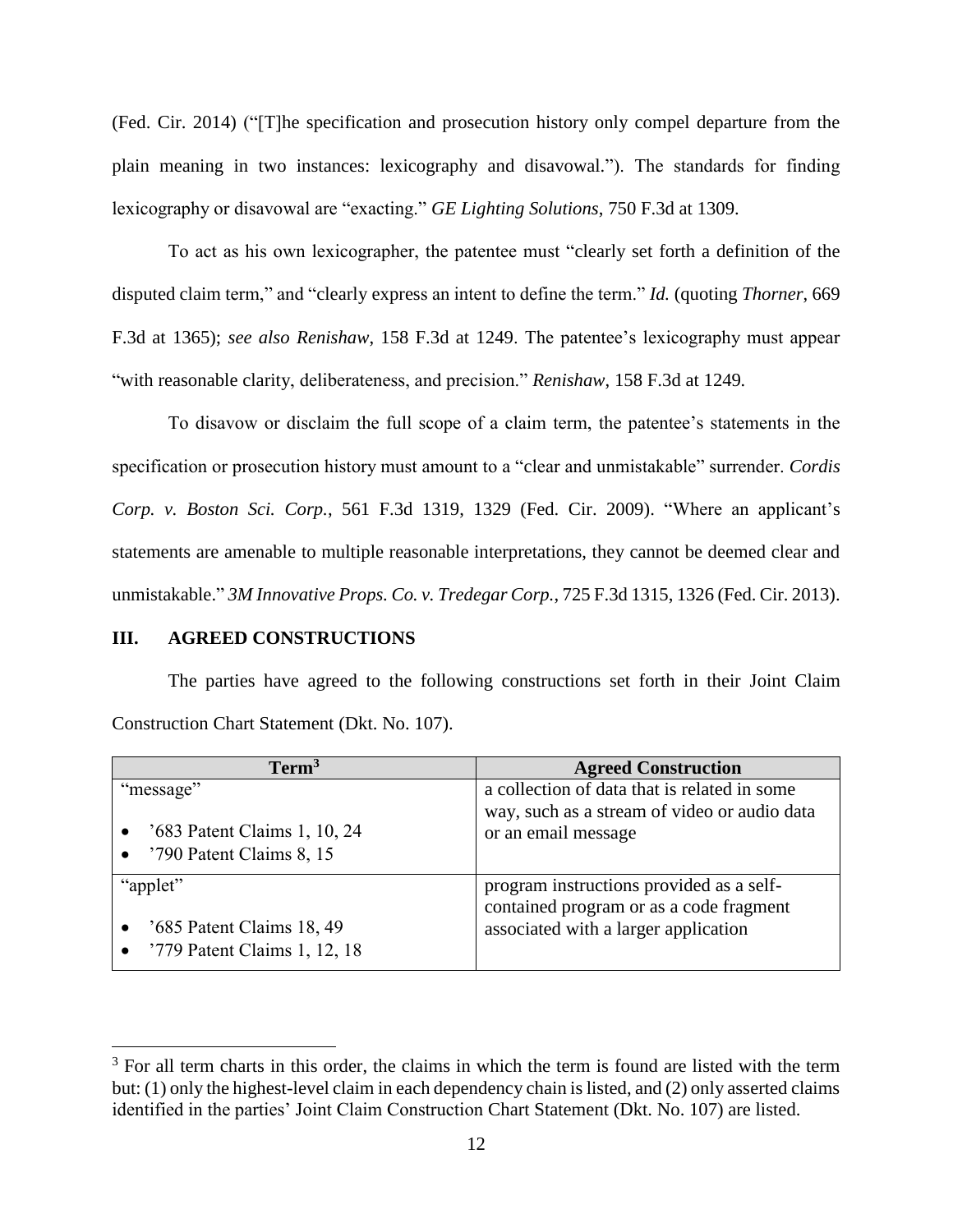(Fed. Cir. 2014) ("[T]he specification and prosecution history only compel departure from the plain meaning in two instances: lexicography and disavowal."). The standards for finding lexicography or disavowal are "exacting." *GE Lighting Solutions*, 750 F.3d at 1309.

To act as his own lexicographer, the patentee must "clearly set forth a definition of the disputed claim term," and "clearly express an intent to define the term." *Id.* (quoting *Thorner*, 669 F.3d at 1365); *see also Renishaw*, 158 F.3d at 1249. The patentee's lexicography must appear "with reasonable clarity, deliberateness, and precision." *Renishaw*, 158 F.3d at 1249.

To disavow or disclaim the full scope of a claim term, the patentee's statements in the specification or prosecution history must amount to a "clear and unmistakable" surrender. *Cordis Corp. v. Boston Sci. Corp.*, 561 F.3d 1319, 1329 (Fed. Cir. 2009). "Where an applicant's statements are amenable to multiple reasonable interpretations, they cannot be deemed clear and unmistakable." *3M Innovative Props. Co. v. Tredegar Corp.*, 725 F.3d 1315, 1326 (Fed. Cir. 2013).

## III. AGREED CONSTRUCTIONS

The parties have agreed to the following constructions set forth in their Joint Claim Construction Chart Statement (Dkt. No. 107).

| Term[3] | Agreed Construction |
|---|---|
| "message"<br><br>• '683 Patent Claims 1, 10, 24<br>• '790 Patent Claims 8, 15 | a collection of data that is related in some way, such as a stream of video or audio data or an email message |
| "applet"<br><br>• '685 Patent Claims 18, 49<br>• '779 Patent Claims 1, 12, 18 | program instructions provided as a self-contained program or as a code fragment associated with a larger application |

[3] For all term charts in this order, the claims in which the term is found are listed with the term but: (1) only the highest-level claim in each dependency chain is listed, and (2) only asserted claims identified in the parties' Joint Claim Construction Chart Statement (Dkt. No. 107) are listed.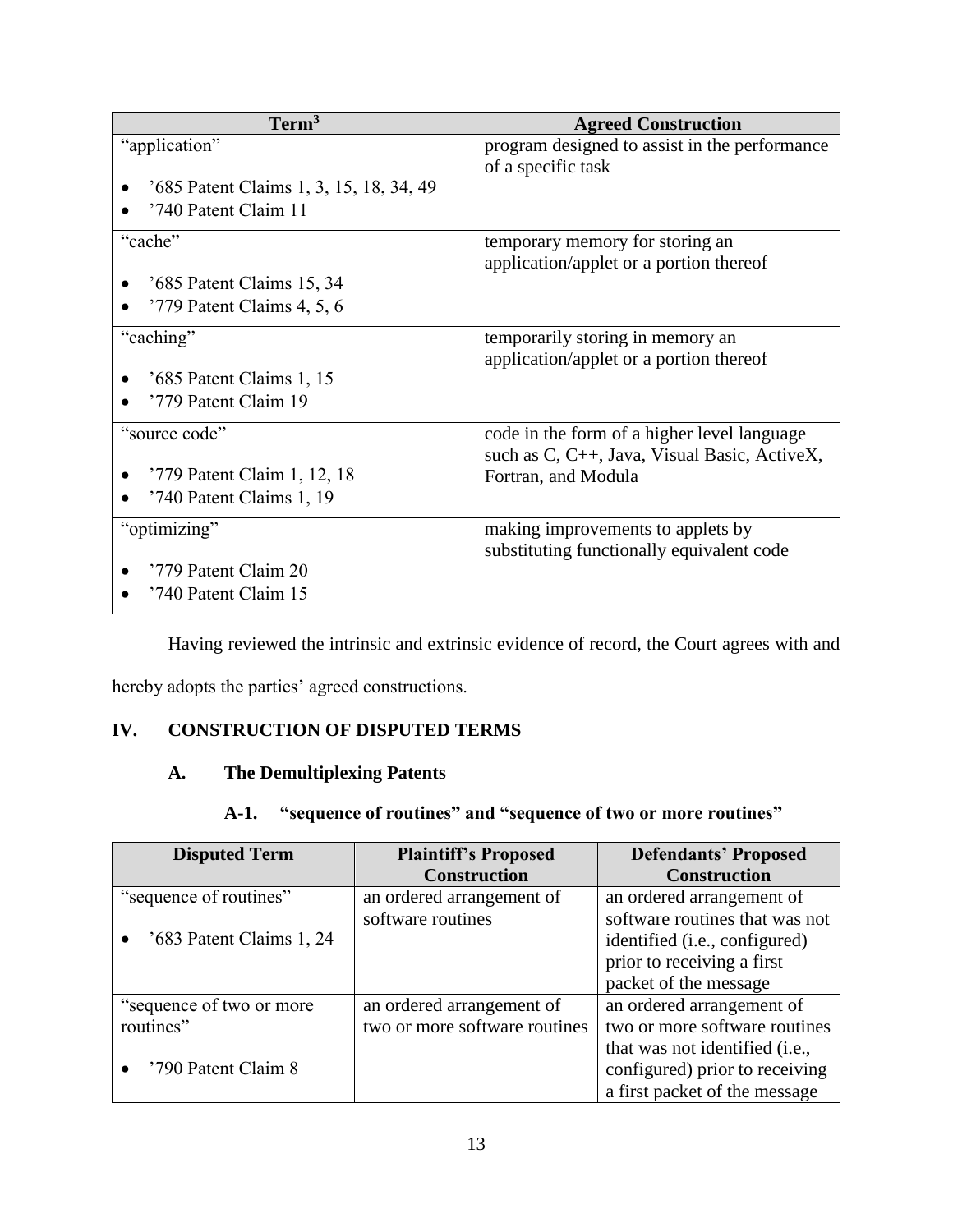| Term[3] | Agreed Construction |
|---|---|
| "application"<br><br>• '685 Patent Claims 1, 3, 15, 18, 34, 49<br>• '740 Patent Claim 11 | program designed to assist in the performance of a specific task |
| "cache"<br><br>• '685 Patent Claims 15, 34<br>• '779 Patent Claims 4, 5, 6 | temporary memory for storing an application/applet or a portion thereof |
| "caching"<br><br>• '685 Patent Claims 1, 15<br>• '779 Patent Claim 19 | temporarily storing in memory an application/applet or a portion thereof |
| "source code"<br><br>• '779 Patent Claim 1, 12, 18<br>• '740 Patent Claims 1, 19 | code in the form of a higher level language such as C, C++, Java, Visual Basic, ActiveX, Fortran, and Modula |
| "optimizing"<br><br>• '779 Patent Claim 20<br>• '740 Patent Claim 15 | making improvements to applets by substituting functionally equivalent code |

Having reviewed the intrinsic and extrinsic evidence of record, the Court agrees with and hereby adopts the parties' agreed constructions.

## IV. CONSTRUCTION OF DISPUTED TERMS

### A. The Demultiplexing Patents

#### A-1. "sequence of routines" and "sequence of two or more routines"

| Disputed Term | Plaintiff's Proposed Construction | Defendants' Proposed Construction |
|---|---|---|
| "sequence of routines"<br><br>• '683 Patent Claims 1, 24 | an ordered arrangement of software routines | an ordered arrangement of software routines that was not identified (i.e., configured) prior to receiving a first packet of the message |
| "sequence of two or more routines"<br><br>• '790 Patent Claim 8 | an ordered arrangement of two or more software routines | an ordered arrangement of two or more software routines that was not identified (i.e., configured) prior to receiving a first packet of the message |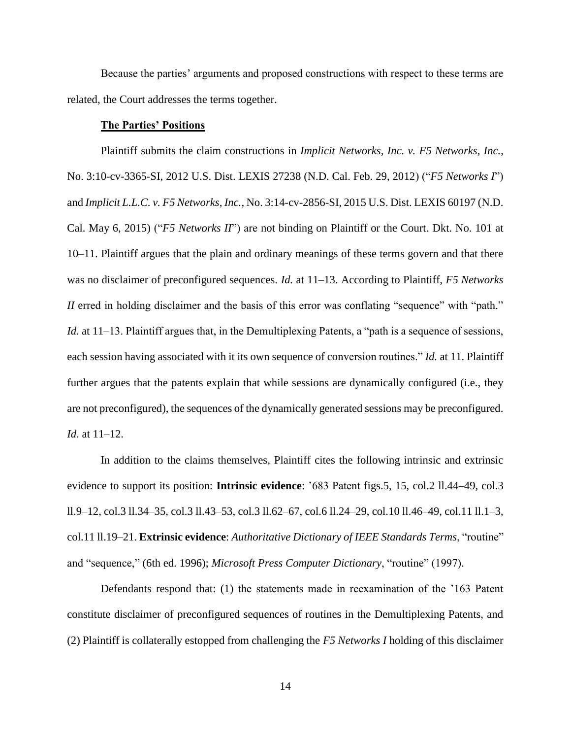Because the parties' arguments and proposed constructions with respect to these terms are related, the Court addresses the terms together.

**The Parties' Positions**

Plaintiff submits the claim constructions in *Implicit Networks, Inc. v. F5 Networks, Inc.*, No. 3:10-cv-3365-SI, 2012 U.S. Dist. LEXIS 27238 (N.D. Cal. Feb. 29, 2012) ("*F5 Networks I*") and *Implicit L.L.C. v. F5 Networks, Inc.*, No. 3:14-cv-2856-SI, 2015 U.S. Dist. LEXIS 60197 (N.D. Cal. May 6, 2015) ("*F5 Networks II*") are not binding on Plaintiff or the Court. Dkt. No. 101 at 10–11. Plaintiff argues that the plain and ordinary meanings of these terms govern and that there was no disclaimer of preconfigured sequences. *Id.* at 11–13. According to Plaintiff, *F5 Networks II* erred in holding disclaimer and the basis of this error was conflating "sequence" with "path." *Id.* at 11–13. Plaintiff argues that, in the Demultiplexing Patents, a "path is a sequence of sessions, each session having associated with it its own sequence of conversion routines." *Id.* at 11. Plaintiff further argues that the patents explain that while sessions are dynamically configured (i.e., they are not preconfigured), the sequences of the dynamically generated sessions may be preconfigured. *Id.* at 11–12.

In addition to the claims themselves, Plaintiff cites the following intrinsic and extrinsic evidence to support its position: **Intrinsic evidence**: '683 Patent figs.5, 15, col.2 ll.44–49, col.3 ll.9–12, col.3 ll.34–35, col.3 ll.43–53, col.3 ll.62–67, col.6 ll.24–29, col.10 ll.46–49, col.11 ll.1–3, col.11 ll.19–21. **Extrinsic evidence**: *Authoritative Dictionary of IEEE Standards Terms*, "routine" and "sequence," (6th ed. 1996); *Microsoft Press Computer Dictionary*, "routine" (1997).

Defendants respond that: (1) the statements made in reexamination of the '163 Patent constitute disclaimer of preconfigured sequences of routines in the Demultiplexing Patents, and (2) Plaintiff is collaterally estopped from challenging the *F5 Networks I* holding of this disclaimer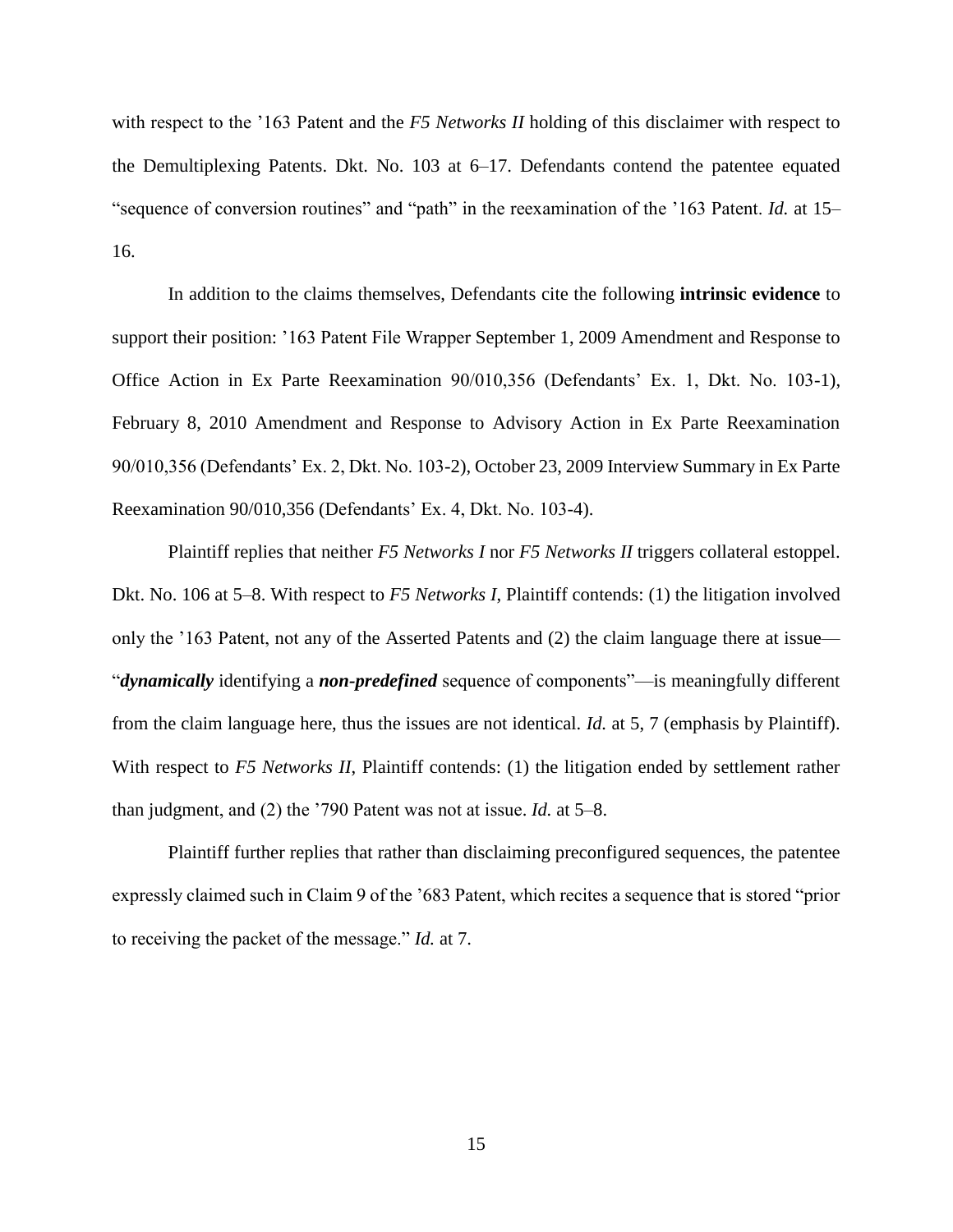with respect to the '163 Patent and the *F5 Networks II* holding of this disclaimer with respect to the Demultiplexing Patents. Dkt. No. 103 at 6–17. Defendants contend the patentee equated "sequence of conversion routines" and "path" in the reexamination of the '163 Patent. *Id.* at 15–16.

In addition to the claims themselves, Defendants cite the following **intrinsic evidence** to support their position: '163 Patent File Wrapper September 1, 2009 Amendment and Response to Office Action in Ex Parte Reexamination 90/010,356 (Defendants' Ex. 1, Dkt. No. 103-1), February 8, 2010 Amendment and Response to Advisory Action in Ex Parte Reexamination 90/010,356 (Defendants' Ex. 2, Dkt. No. 103-2), October 23, 2009 Interview Summary in Ex Parte Reexamination 90/010,356 (Defendants' Ex. 4, Dkt. No. 103-4).

Plaintiff replies that neither *F5 Networks I* nor *F5 Networks II* triggers collateral estoppel. Dkt. No. 106 at 5–8. With respect to *F5 Networks I*, Plaintiff contends: (1) the litigation involved only the '163 Patent, not any of the Asserted Patents and (2) the claim language there at issue—"***dynamically*** identifying a ***non-predefined*** sequence of components"—is meaningfully different from the claim language here, thus the issues are not identical. *Id.* at 5, 7 (emphasis by Plaintiff). With respect to *F5 Networks II*, Plaintiff contends: (1) the litigation ended by settlement rather than judgment, and (2) the '790 Patent was not at issue. *Id.* at 5–8.

Plaintiff further replies that rather than disclaiming preconfigured sequences, the patentee expressly claimed such in Claim 9 of the '683 Patent, which recites a sequence that is stored "prior to receiving the packet of the message." *Id.* at 7.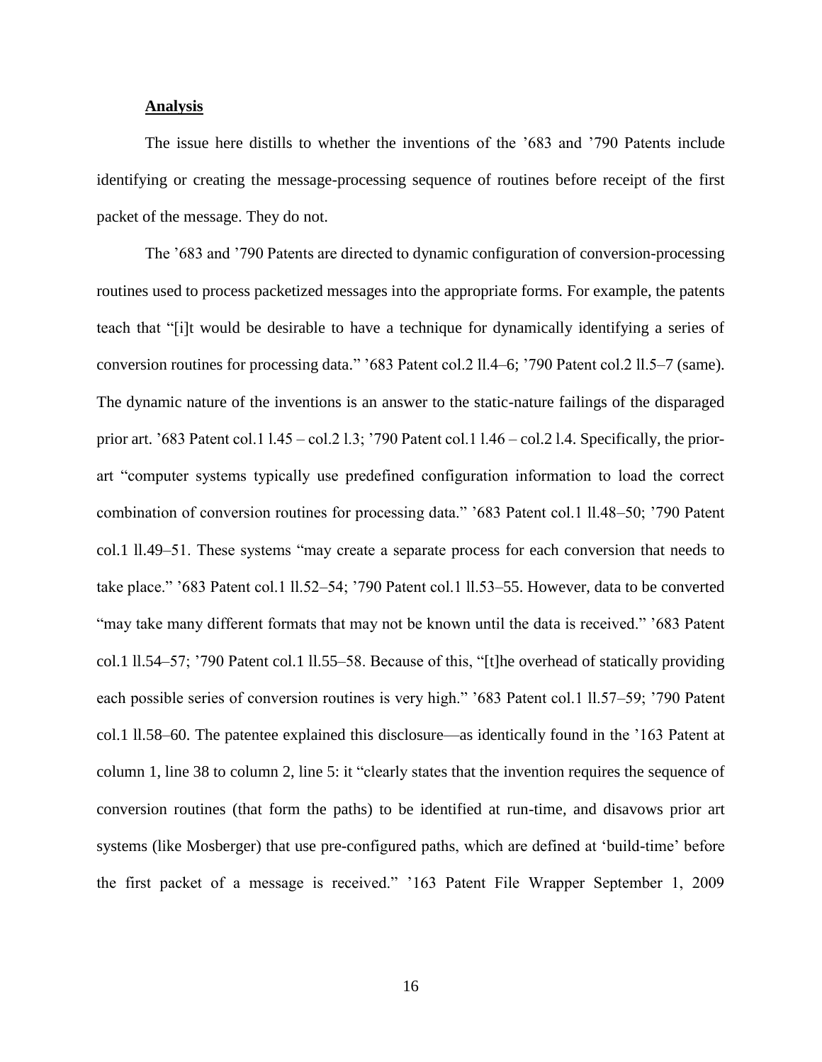**Analysis**

The issue here distills to whether the inventions of the ’683 and ’790 Patents include identifying or creating the message-processing sequence of routines before receipt of the first packet of the message. They do not.

The ’683 and ’790 Patents are directed to dynamic configuration of conversion-processing routines used to process packetized messages into the appropriate forms. For example, the patents teach that “[i]t would be desirable to have a technique for dynamically identifying a series of conversion routines for processing data.” ’683 Patent col.2 ll.4–6; ’790 Patent col.2 ll.5–7 (same). The dynamic nature of the inventions is an answer to the static-nature failings of the disparaged prior art. ’683 Patent col.1 l.45 – col.2 l.3; ’790 Patent col.1 l.46 – col.2 l.4. Specifically, the prior-art “computer systems typically use predefined configuration information to load the correct combination of conversion routines for processing data.” ’683 Patent col.1 ll.48–50; ’790 Patent col.1 ll.49–51. These systems “may create a separate process for each conversion that needs to take place.” ’683 Patent col.1 ll.52–54; ’790 Patent col.1 ll.53–55. However, data to be converted “may take many different formats that may not be known until the data is received.” ’683 Patent col.1 ll.54–57; ’790 Patent col.1 ll.55–58. Because of this, “[t]he overhead of statically providing each possible series of conversion routines is very high.” ’683 Patent col.1 ll.57–59; ’790 Patent col.1 ll.58–60. The patentee explained this disclosure—as identically found in the ’163 Patent at column 1, line 38 to column 2, line 5: it “clearly states that the invention requires the sequence of conversion routines (that form the paths) to be identified at run-time, and disavows prior art systems (like Mosberger) that use pre-configured paths, which are defined at ‘build-time’ before the first packet of a message is received.” ’163 Patent File Wrapper September 1, 2009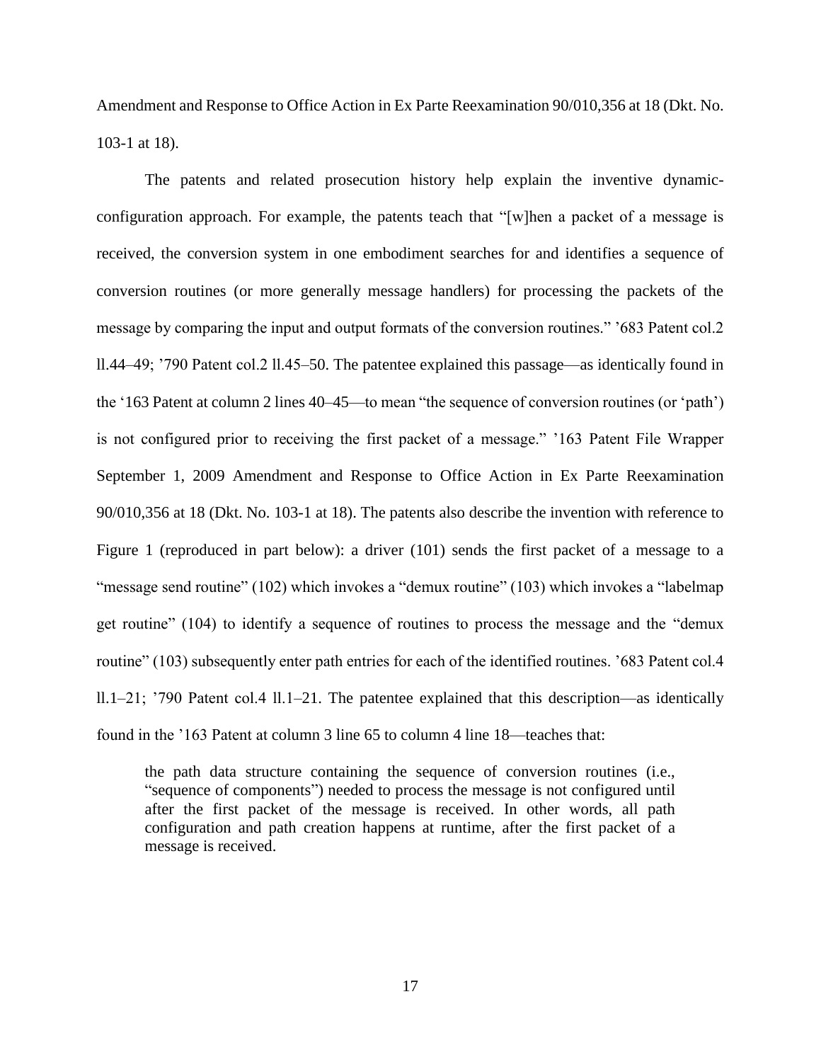Amendment and Response to Office Action in Ex Parte Reexamination 90/010,356 at 18 (Dkt. No. 103-1 at 18).

The patents and related prosecution history help explain the inventive dynamic-configuration approach. For example, the patents teach that "[w]hen a packet of a message is received, the conversion system in one embodiment searches for and identifies a sequence of conversion routines (or more generally message handlers) for processing the packets of the message by comparing the input and output formats of the conversion routines." '683 Patent col.2 ll.44–49; '790 Patent col.2 ll.45–50. The patentee explained this passage—as identically found in the '163 Patent at column 2 lines 40–45—to mean "the sequence of conversion routines (or 'path') is not configured prior to receiving the first packet of a message." '163 Patent File Wrapper September 1, 2009 Amendment and Response to Office Action in Ex Parte Reexamination 90/010,356 at 18 (Dkt. No. 103-1 at 18). The patents also describe the invention with reference to Figure 1 (reproduced in part below): a driver (101) sends the first packet of a message to a "message send routine" (102) which invokes a "demux routine" (103) which invokes a "labelmap get routine" (104) to identify a sequence of routines to process the message and the "demux routine" (103) subsequently enter path entries for each of the identified routines. '683 Patent col.4 ll.1–21; '790 Patent col.4 ll.1–21. The patentee explained that this description—as identically found in the '163 Patent at column 3 line 65 to column 4 line 18—teaches that:

> the path data structure containing the sequence of conversion routines (i.e., "sequence of components") needed to process the message is not configured until after the first packet of the message is received. In other words, all path configuration and path creation happens at runtime, after the first packet of a message is received.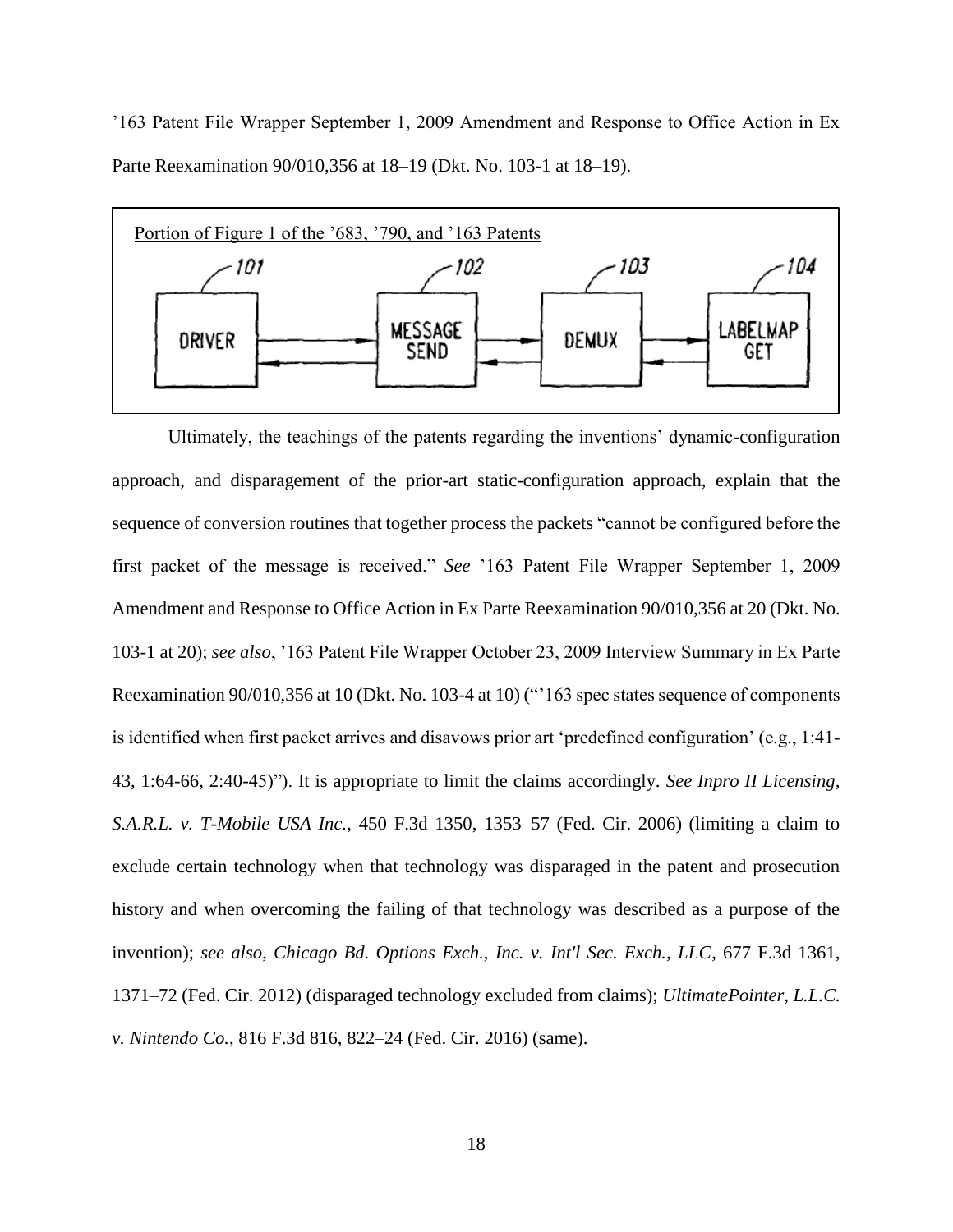’163 Patent File Wrapper September 1, 2009 Amendment and Response to Office Action in Ex Parte Reexamination 90/010,356 at 18–19 (Dkt. No. 103-1 at 18–19).

Portion of Figure 1 of the ’683, ’790, and ’163 Patents

101 DRIVER ⇄ 102 MESSAGE SEND ⇄ 103 DEMUX ⇄ 104 LABELMAP GET

Ultimately, the teachings of the patents regarding the inventions’ dynamic-configuration approach, and disparagement of the prior-art static-configuration approach, explain that the sequence of conversion routines that together process the packets “cannot be configured before the first packet of the message is received.” *See* ’163 Patent File Wrapper September 1, 2009 Amendment and Response to Office Action in Ex Parte Reexamination 90/010,356 at 20 (Dkt. No. 103-1 at 20); *see also*, ’163 Patent File Wrapper October 23, 2009 Interview Summary in Ex Parte Reexamination 90/010,356 at 10 (Dkt. No. 103-4 at 10) (“’163 spec states sequence of components is identified when first packet arrives and disavows prior art ‘predefined configuration’ (e.g., 1:41-43, 1:64-66, 2:40-45)”). It is appropriate to limit the claims accordingly. *See Inpro II Licensing, S.A.R.L. v. T-Mobile USA Inc.*, 450 F.3d 1350, 1353–57 (Fed. Cir. 2006) (limiting a claim to exclude certain technology when that technology was disparaged in the patent and prosecution history and when overcoming the failing of that technology was described as a purpose of the invention); *see also, Chicago Bd. Options Exch., Inc. v. Int'l Sec. Exch., LLC*, 677 F.3d 1361, 1371–72 (Fed. Cir. 2012) (disparaged technology excluded from claims); *UltimatePointer, L.L.C. v. Nintendo Co.*, 816 F.3d 816, 822–24 (Fed. Cir. 2016) (same).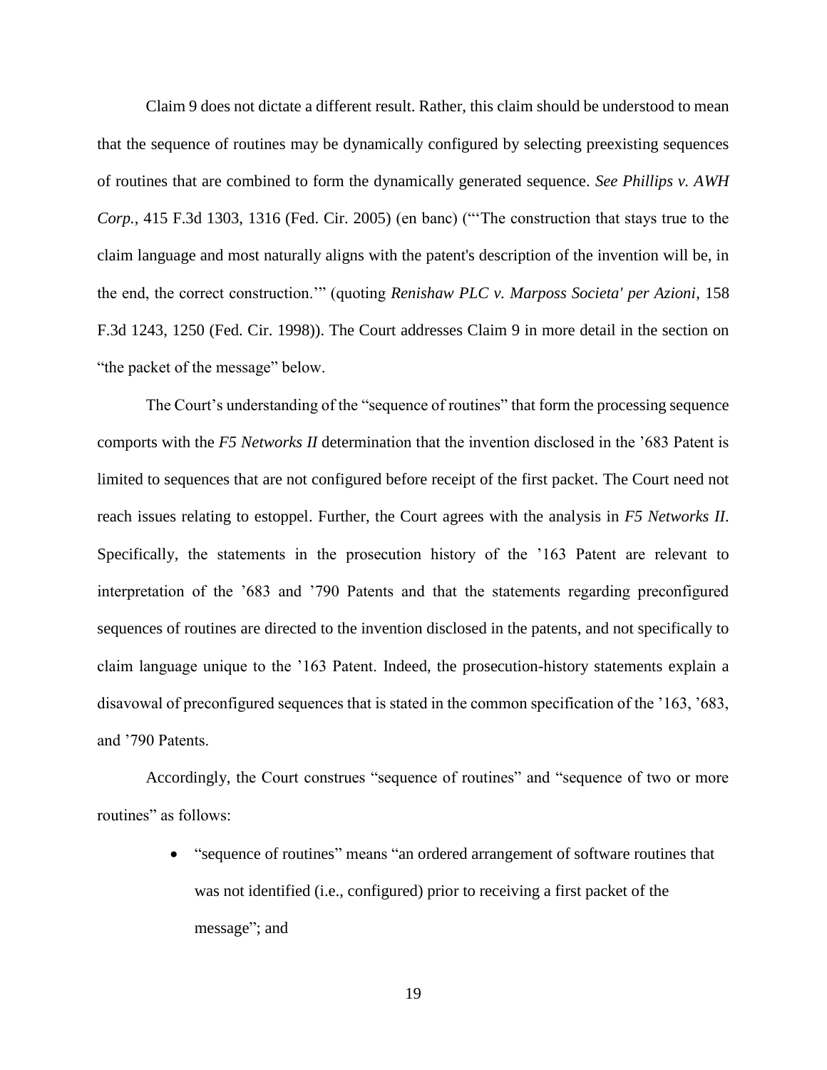Claim 9 does not dictate a different result. Rather, this claim should be understood to mean that the sequence of routines may be dynamically configured by selecting preexisting sequences of routines that are combined to form the dynamically generated sequence. *See Phillips v. AWH Corp.*, 415 F.3d 1303, 1316 (Fed. Cir. 2005) (en banc) ("'The construction that stays true to the claim language and most naturally aligns with the patent's description of the invention will be, in the end, the correct construction.'" (quoting *Renishaw PLC v. Marposs Societa' per Azioni*, 158 F.3d 1243, 1250 (Fed. Cir. 1998)). The Court addresses Claim 9 in more detail in the section on "the packet of the message" below.

The Court's understanding of the "sequence of routines" that form the processing sequence comports with the *F5 Networks II* determination that the invention disclosed in the '683 Patent is limited to sequences that are not configured before receipt of the first packet. The Court need not reach issues relating to estoppel. Further, the Court agrees with the analysis in *F5 Networks II*. Specifically, the statements in the prosecution history of the '163 Patent are relevant to interpretation of the '683 and '790 Patents and that the statements regarding preconfigured sequences of routines are directed to the invention disclosed in the patents, and not specifically to claim language unique to the '163 Patent. Indeed, the prosecution-history statements explain a disavowal of preconfigured sequences that is stated in the common specification of the '163, '683, and '790 Patents.

Accordingly, the Court construes "sequence of routines" and "sequence of two or more routines" as follows:

- "sequence of routines" means "an ordered arrangement of software routines that was not identified (i.e., configured) prior to receiving a first packet of the message"; and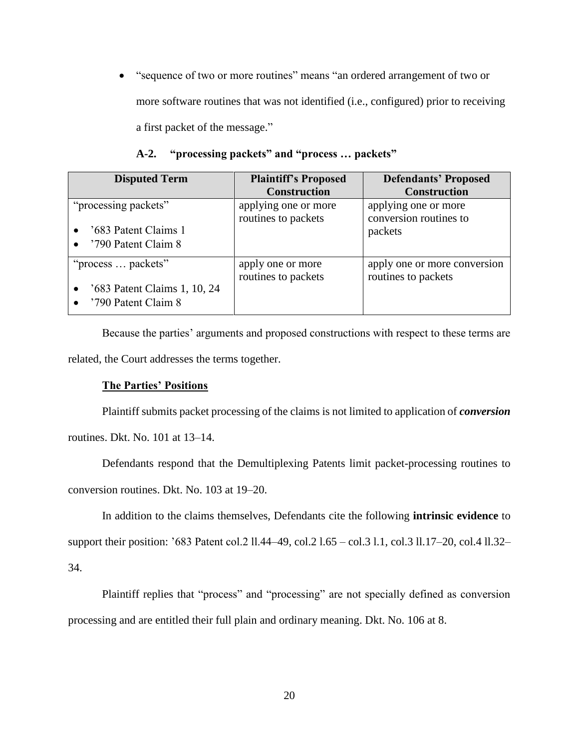- "sequence of two or more routines" means "an ordered arrangement of two or more software routines that was not identified (i.e., configured) prior to receiving a first packet of the message."

### A-2. "processing packets" and "process … packets"

| Disputed Term | Plaintiff's Proposed Construction | Defendants' Proposed Construction |
| --- | --- | --- |
| "processing packets"<br><br>• '683 Patent Claims 1<br>• '790 Patent Claim 8 | applying one or more routines to packets | applying one or more conversion routines to packets |
| "process … packets"<br><br>• '683 Patent Claims 1, 10, 24<br>• '790 Patent Claim 8 | apply one or more routines to packets | apply one or more conversion routines to packets |

Because the parties' arguments and proposed constructions with respect to these terms are related, the Court addresses the terms together.

**The Parties' Positions**

Plaintiff submits packet processing of the claims is not limited to application of ***conversion*** routines. Dkt. No. 101 at 13–14.

Defendants respond that the Demultiplexing Patents limit packet-processing routines to conversion routines. Dkt. No. 103 at 19–20.

In addition to the claims themselves, Defendants cite the following **intrinsic evidence** to support their position: '683 Patent col.2 ll.44–49, col.2 l.65 – col.3 l.1, col.3 ll.17–20, col.4 ll.32–34.

Plaintiff replies that "process" and "processing" are not specially defined as conversion processing and are entitled their full plain and ordinary meaning. Dkt. No. 106 at 8.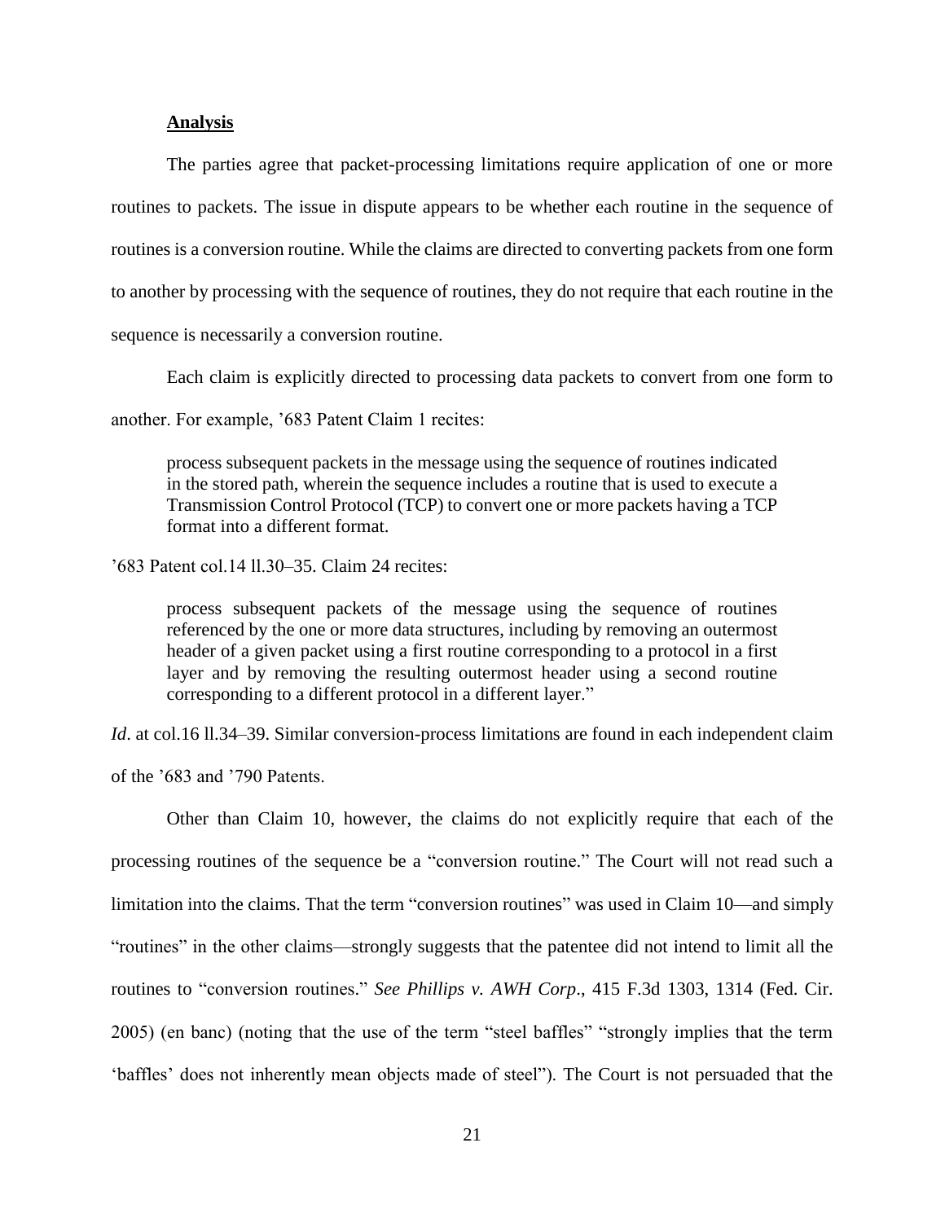**Analysis**

The parties agree that packet-processing limitations require application of one or more routines to packets. The issue in dispute appears to be whether each routine in the sequence of routines is a conversion routine. While the claims are directed to converting packets from one form to another by processing with the sequence of routines, they do not require that each routine in the sequence is necessarily a conversion routine.

Each claim is explicitly directed to processing data packets to convert from one form to another. For example, '683 Patent Claim 1 recites:

> process subsequent packets in the message using the sequence of routines indicated in the stored path, wherein the sequence includes a routine that is used to execute a Transmission Control Protocol (TCP) to convert one or more packets having a TCP format into a different format.

'683 Patent col.14 ll.30–35. Claim 24 recites:

> process subsequent packets of the message using the sequence of routines referenced by the one or more data structures, including by removing an outermost header of a given packet using a first routine corresponding to a protocol in a first layer and by removing the resulting outermost header using a second routine corresponding to a different protocol in a different layer."

*Id*. at col.16 ll.34–39. Similar conversion-process limitations are found in each independent claim of the '683 and '790 Patents.

Other than Claim 10, however, the claims do not explicitly require that each of the processing routines of the sequence be a "conversion routine." The Court will not read such a limitation into the claims. That the term "conversion routines" was used in Claim 10—and simply "routines" in the other claims—strongly suggests that the patentee did not intend to limit all the routines to "conversion routines." *See Phillips v. AWH Corp*., 415 F.3d 1303, 1314 (Fed. Cir. 2005) (en banc) (noting that the use of the term "steel baffles" "strongly implies that the term 'baffles' does not inherently mean objects made of steel"). The Court is not persuaded that the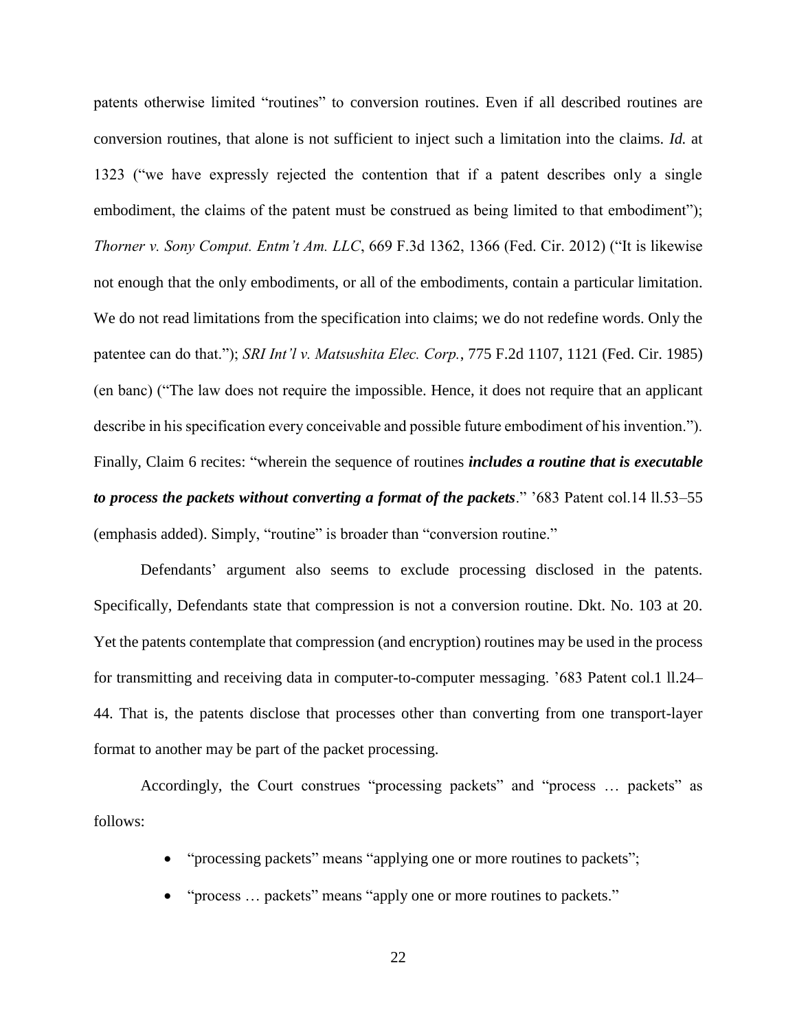patents otherwise limited "routines" to conversion routines. Even if all described routines are conversion routines, that alone is not sufficient to inject such a limitation into the claims. *Id.* at 1323 ("we have expressly rejected the contention that if a patent describes only a single embodiment, the claims of the patent must be construed as being limited to that embodiment"); *Thorner v. Sony Comput. Entm't Am. LLC*, 669 F.3d 1362, 1366 (Fed. Cir. 2012) ("It is likewise not enough that the only embodiments, or all of the embodiments, contain a particular limitation. We do not read limitations from the specification into claims; we do not redefine words. Only the patentee can do that."); *SRI Int'l v. Matsushita Elec. Corp.*, 775 F.2d 1107, 1121 (Fed. Cir. 1985) (en banc) ("The law does not require the impossible. Hence, it does not require that an applicant describe in his specification every conceivable and possible future embodiment of his invention."). Finally, Claim 6 recites: "wherein the sequence of routines ***includes a routine that is executable to process the packets without converting a format of the packets***." '683 Patent col.14 ll.53–55 (emphasis added). Simply, "routine" is broader than "conversion routine."

Defendants' argument also seems to exclude processing disclosed in the patents. Specifically, Defendants state that compression is not a conversion routine. Dkt. No. 103 at 20. Yet the patents contemplate that compression (and encryption) routines may be used in the process for transmitting and receiving data in computer-to-computer messaging. '683 Patent col.1 ll.24–44. That is, the patents disclose that processes other than converting from one transport-layer format to another may be part of the packet processing.

Accordingly, the Court construes "processing packets" and "process … packets" as follows:

- "processing packets" means "applying one or more routines to packets";
- "process … packets" means "apply one or more routines to packets."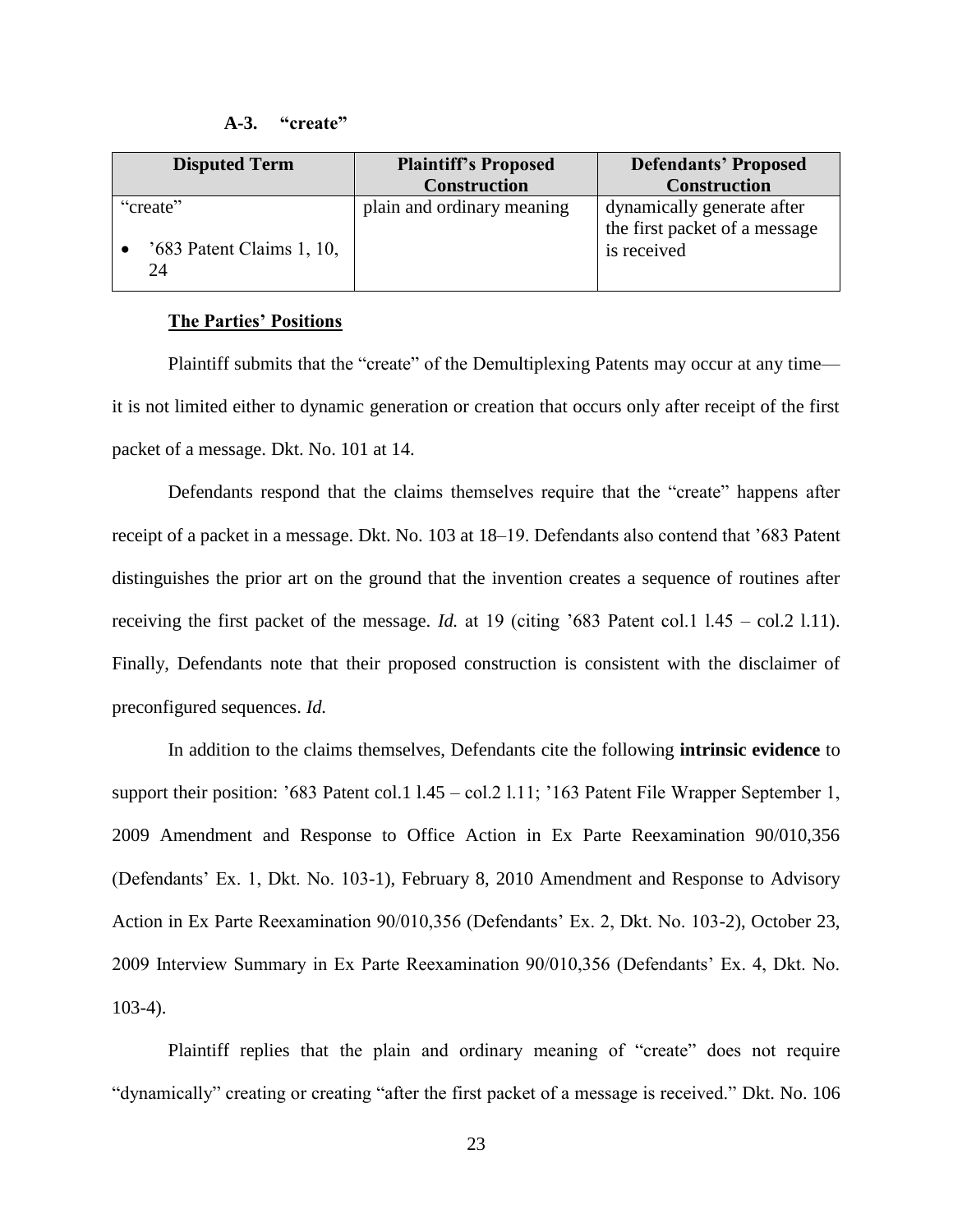#### A-3. "create"

| Disputed Term | Plaintiff's Proposed Construction | Defendants' Proposed Construction |
|---|---|---|
| "create"<br><br>• '683 Patent Claims 1, 10, 24 | plain and ordinary meaning | dynamically generate after the first packet of a message is received |

**The Parties' Positions**

Plaintiff submits that the "create" of the Demultiplexing Patents may occur at any time—it is not limited either to dynamic generation or creation that occurs only after receipt of the first packet of a message. Dkt. No. 101 at 14.

Defendants respond that the claims themselves require that the "create" happens after receipt of a packet in a message. Dkt. No. 103 at 18–19. Defendants also contend that '683 Patent distinguishes the prior art on the ground that the invention creates a sequence of routines after receiving the first packet of the message. *Id.* at 19 (citing '683 Patent col.1 l.45 – col.2 l.11). Finally, Defendants note that their proposed construction is consistent with the disclaimer of preconfigured sequences. *Id.*

In addition to the claims themselves, Defendants cite the following **intrinsic evidence** to support their position: '683 Patent col.1 l.45 – col.2 l.11; '163 Patent File Wrapper September 1, 2009 Amendment and Response to Office Action in Ex Parte Reexamination 90/010,356 (Defendants' Ex. 1, Dkt. No. 103-1), February 8, 2010 Amendment and Response to Advisory Action in Ex Parte Reexamination 90/010,356 (Defendants' Ex. 2, Dkt. No. 103-2), October 23, 2009 Interview Summary in Ex Parte Reexamination 90/010,356 (Defendants' Ex. 4, Dkt. No. 103-4).

Plaintiff replies that the plain and ordinary meaning of "create" does not require "dynamically" creating or creating "after the first packet of a message is received." Dkt. No. 106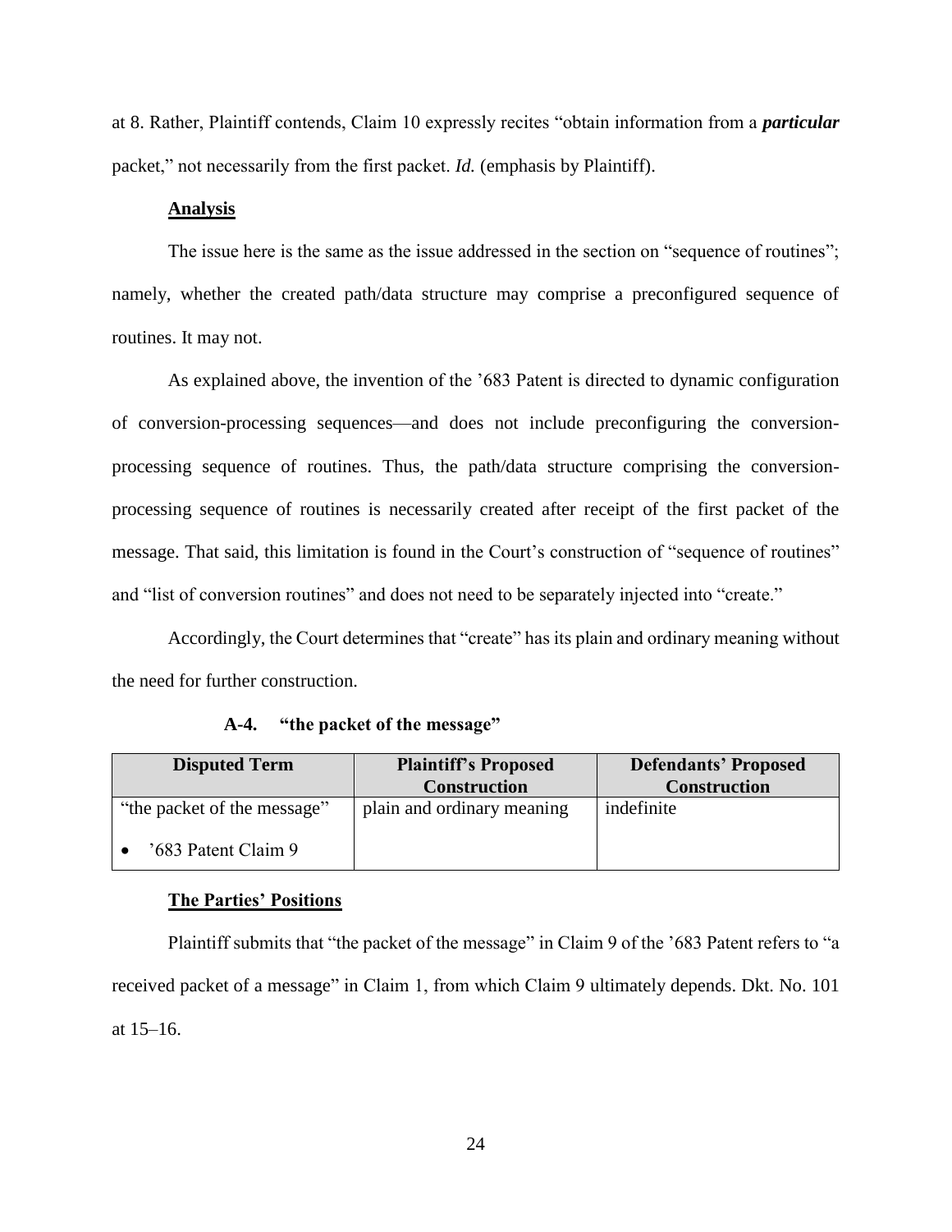at 8. Rather, Plaintiff contends, Claim 10 expressly recites "obtain information from a ***particular*** packet," not necessarily from the first packet. *Id.* (emphasis by Plaintiff).

**Analysis**

The issue here is the same as the issue addressed in the section on "sequence of routines"; namely, whether the created path/data structure may comprise a preconfigured sequence of routines. It may not.

As explained above, the invention of the '683 Patent is directed to dynamic configuration of conversion-processing sequences—and does not include preconfiguring the conversion-processing sequence of routines. Thus, the path/data structure comprising the conversion-processing sequence of routines is necessarily created after receipt of the first packet of the message. That said, this limitation is found in the Court's construction of "sequence of routines" and "list of conversion routines" and does not need to be separately injected into "create."

Accordingly, the Court determines that "create" has its plain and ordinary meaning without the need for further construction.

### A-4. "the packet of the message"

| Disputed Term | Plaintiff's Proposed Construction | Defendants' Proposed Construction |
| --- | --- | --- |
| "the packet of the message"<br><br>• '683 Patent Claim 9 | plain and ordinary meaning | indefinite |

**The Parties' Positions**

Plaintiff submits that "the packet of the message" in Claim 9 of the '683 Patent refers to "a received packet of a message" in Claim 1, from which Claim 9 ultimately depends. Dkt. No. 101 at 15–16.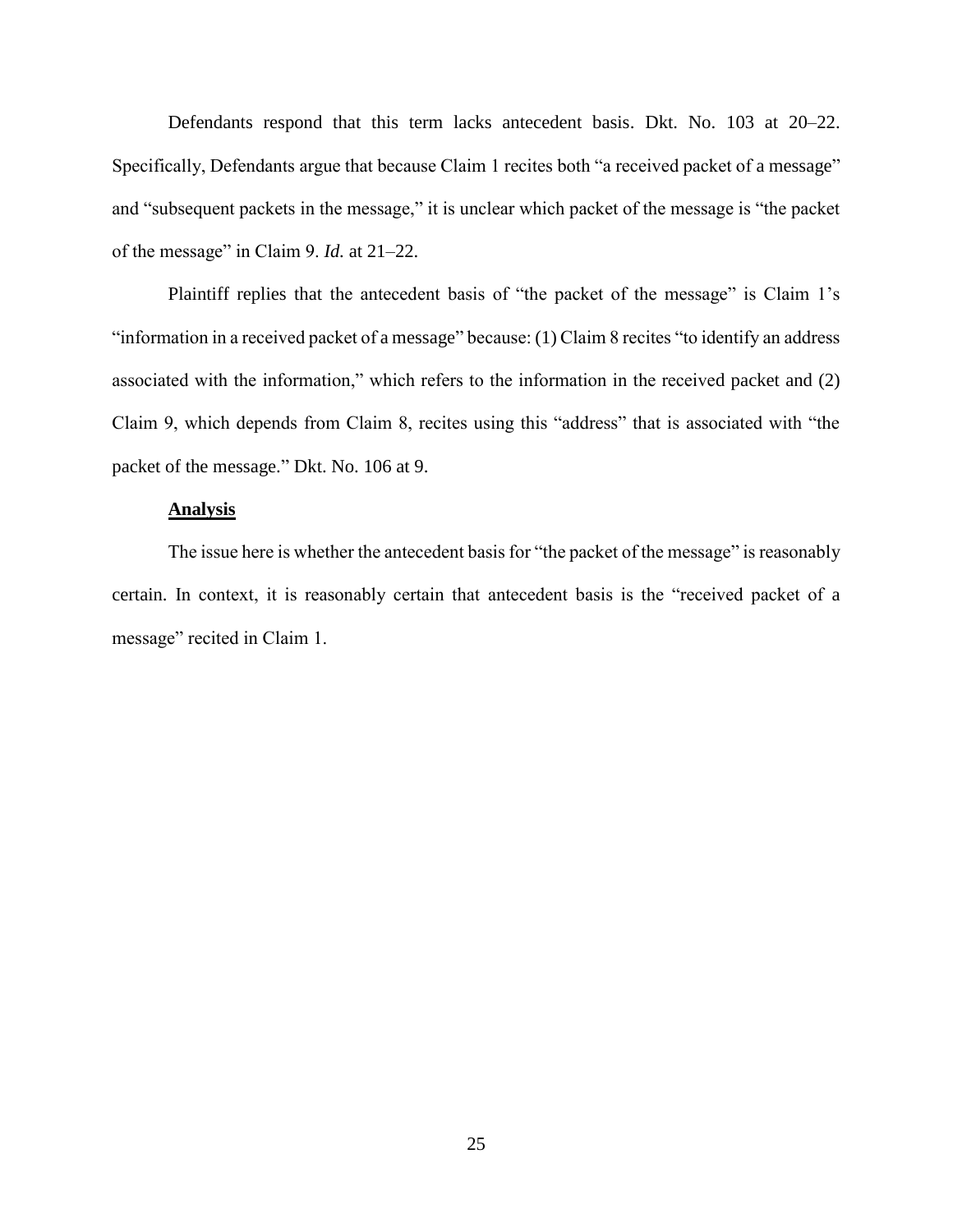Defendants respond that this term lacks antecedent basis. Dkt. No. 103 at 20–22. Specifically, Defendants argue that because Claim 1 recites both "a received packet of a message" and "subsequent packets in the message," it is unclear which packet of the message is "the packet of the message" in Claim 9. *Id.* at 21–22.

Plaintiff replies that the antecedent basis of "the packet of the message" is Claim 1's "information in a received packet of a message" because: (1) Claim 8 recites "to identify an address associated with the information," which refers to the information in the received packet and (2) Claim 9, which depends from Claim 8, recites using this "address" that is associated with "the packet of the message." Dkt. No. 106 at 9.

**Analysis**

The issue here is whether the antecedent basis for "the packet of the message" is reasonably certain. In context, it is reasonably certain that antecedent basis is the "received packet of a message" recited in Claim 1.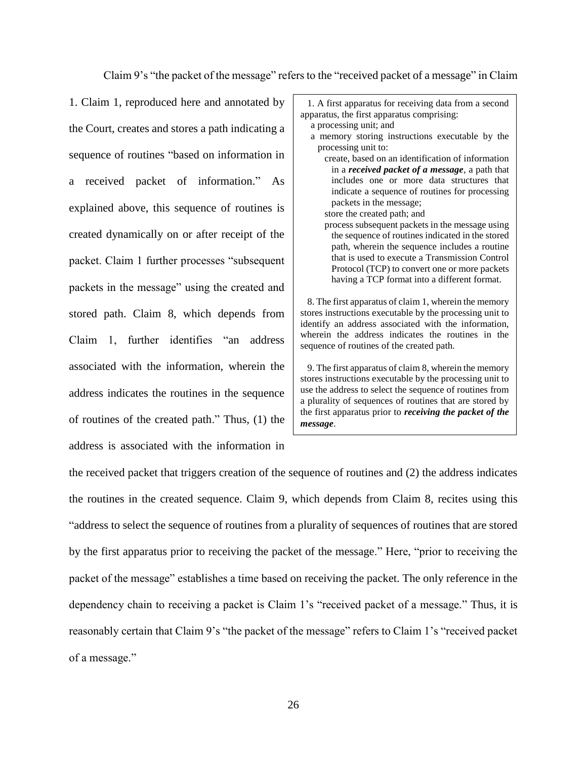Claim 9's "the packet of the message" refers to the "received packet of a message" in Claim 1. Claim 1, reproduced here and annotated by the Court, creates and stores a path indicating a sequence of routines "based on information in a received packet of information." As explained above, this sequence of routines is created dynamically on or after receipt of the packet. Claim 1 further processes "subsequent packets in the message" using the created and stored path. Claim 8, which depends from Claim 1, further identifies "an address associated with the information, wherein the address indicates the routines in the sequence of routines of the created path." Thus, (1) the address is associated with the information in the received packet that triggers creation of the sequence of routines and (2) the address indicates the routines in the created sequence. Claim 9, which depends from Claim 8, recites using this "address to select the sequence of routines from a plurality of sequences of routines that are stored by the first apparatus prior to receiving the packet of the message." Here, "prior to receiving the packet of the message" establishes a time based on receiving the packet. The only reference in the dependency chain to receiving a packet is Claim 1's "received packet of a message." Thus, it is reasonably certain that Claim 9's "the packet of the message" refers to Claim 1's "received packet of a message."

> 1. A first apparatus for receiving data from a second apparatus, the first apparatus comprising:
>
> a processing unit; and
>
> a memory storing instructions executable by the processing unit to:
>
> create, based on an identification of information in a ***received packet of a message***, a path that includes one or more data structures that indicate a sequence of routines for processing packets in the message;
>
> store the created path; and
>
> process subsequent packets in the message using the sequence of routines indicated in the stored path, wherein the sequence includes a routine that is used to execute a Transmission Control Protocol (TCP) to convert one or more packets having a TCP format into a different format.
>
> 8. The first apparatus of claim 1, wherein the memory stores instructions executable by the processing unit to identify an address associated with the information, wherein the address indicates the routines in the sequence of routines of the created path.
>
> 9. The first apparatus of claim 8, wherein the memory stores instructions executable by the processing unit to use the address to select the sequence of routines from a plurality of sequences of routines that are stored by the first apparatus prior to ***receiving the packet of the message***.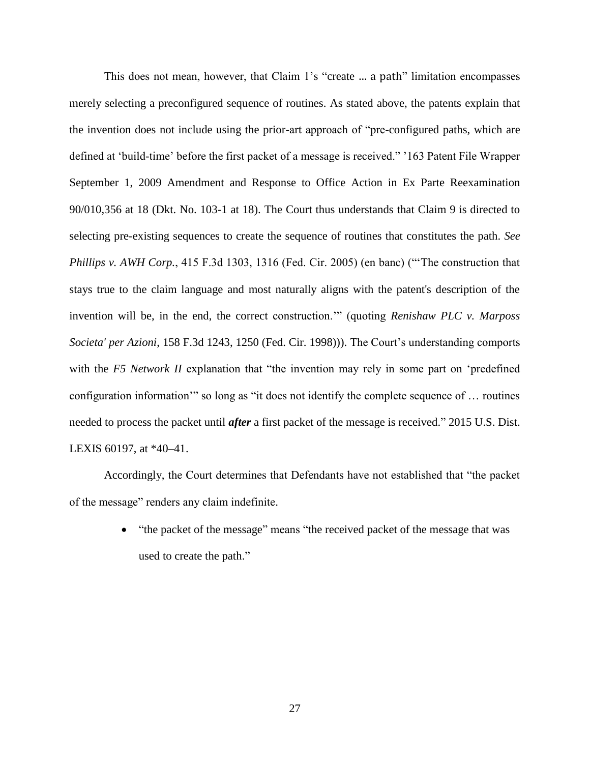This does not mean, however, that Claim 1's "create ... a path" limitation encompasses merely selecting a preconfigured sequence of routines. As stated above, the patents explain that the invention does not include using the prior-art approach of "pre-configured paths, which are defined at 'build-time' before the first packet of a message is received." '163 Patent File Wrapper September 1, 2009 Amendment and Response to Office Action in Ex Parte Reexamination 90/010,356 at 18 (Dkt. No. 103-1 at 18). The Court thus understands that Claim 9 is directed to selecting pre-existing sequences to create the sequence of routines that constitutes the path. *See Phillips v. AWH Corp.*, 415 F.3d 1303, 1316 (Fed. Cir. 2005) (en banc) ("'The construction that stays true to the claim language and most naturally aligns with the patent's description of the invention will be, in the end, the correct construction.'" (quoting *Renishaw PLC v. Marposs Societa' per Azioni*, 158 F.3d 1243, 1250 (Fed. Cir. 1998))). The Court's understanding comports with the *F5 Network II* explanation that "the invention may rely in some part on 'predefined configuration information'" so long as "it does not identify the complete sequence of … routines needed to process the packet until ***after*** a first packet of the message is received." 2015 U.S. Dist. LEXIS 60197, at *40–41.

Accordingly, the Court determines that Defendants have not established that "the packet of the message" renders any claim indefinite.

- "the packet of the message" means "the received packet of the message that was used to create the path."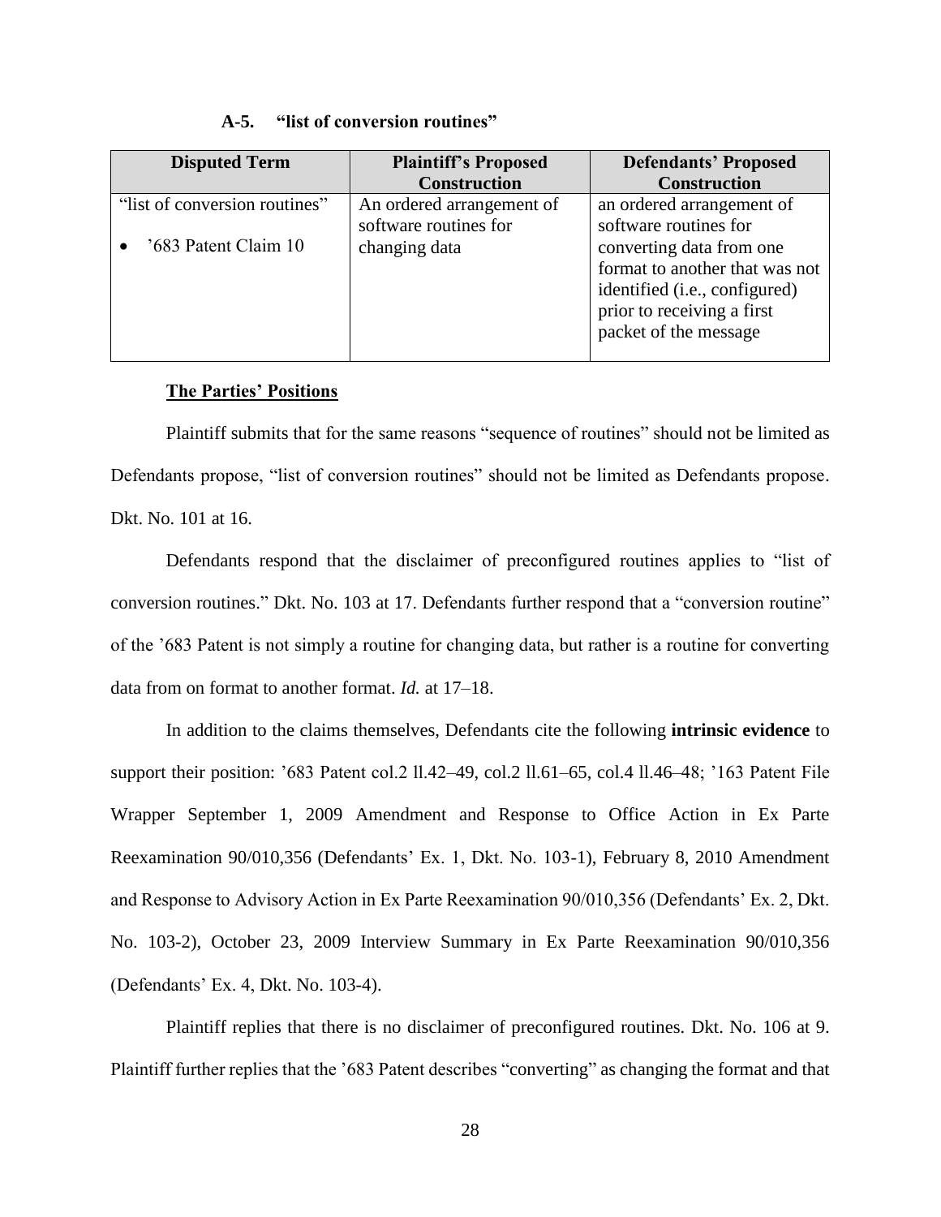### A-5. "list of conversion routines"

| Disputed Term | Plaintiff's Proposed Construction | Defendants' Proposed Construction |
|---|---|---|
| "list of conversion routines"<br><br>• '683 Patent Claim 10 | An ordered arrangement of software routines for changing data | an ordered arrangement of software routines for converting data from one format to another that was not identified (i.e., configured) prior to receiving a first packet of the message |

**The Parties' Positions**

Plaintiff submits that for the same reasons "sequence of routines" should not be limited as Defendants propose, "list of conversion routines" should not be limited as Defendants propose. Dkt. No. 101 at 16.

Defendants respond that the disclaimer of preconfigured routines applies to "list of conversion routines." Dkt. No. 103 at 17. Defendants further respond that a "conversion routine" of the '683 Patent is not simply a routine for changing data, but rather is a routine for converting data from on format to another format. *Id.* at 17–18.

In addition to the claims themselves, Defendants cite the following **intrinsic evidence** to support their position: '683 Patent col.2 ll.42–49, col.2 ll.61–65, col.4 ll.46–48; '163 Patent File Wrapper September 1, 2009 Amendment and Response to Office Action in Ex Parte Reexamination 90/010,356 (Defendants' Ex. 1, Dkt. No. 103-1), February 8, 2010 Amendment and Response to Advisory Action in Ex Parte Reexamination 90/010,356 (Defendants' Ex. 2, Dkt. No. 103-2), October 23, 2009 Interview Summary in Ex Parte Reexamination 90/010,356 (Defendants' Ex. 4, Dkt. No. 103-4).

Plaintiff replies that there is no disclaimer of preconfigured routines. Dkt. No. 106 at 9. Plaintiff further replies that the '683 Patent describes "converting" as changing the format and that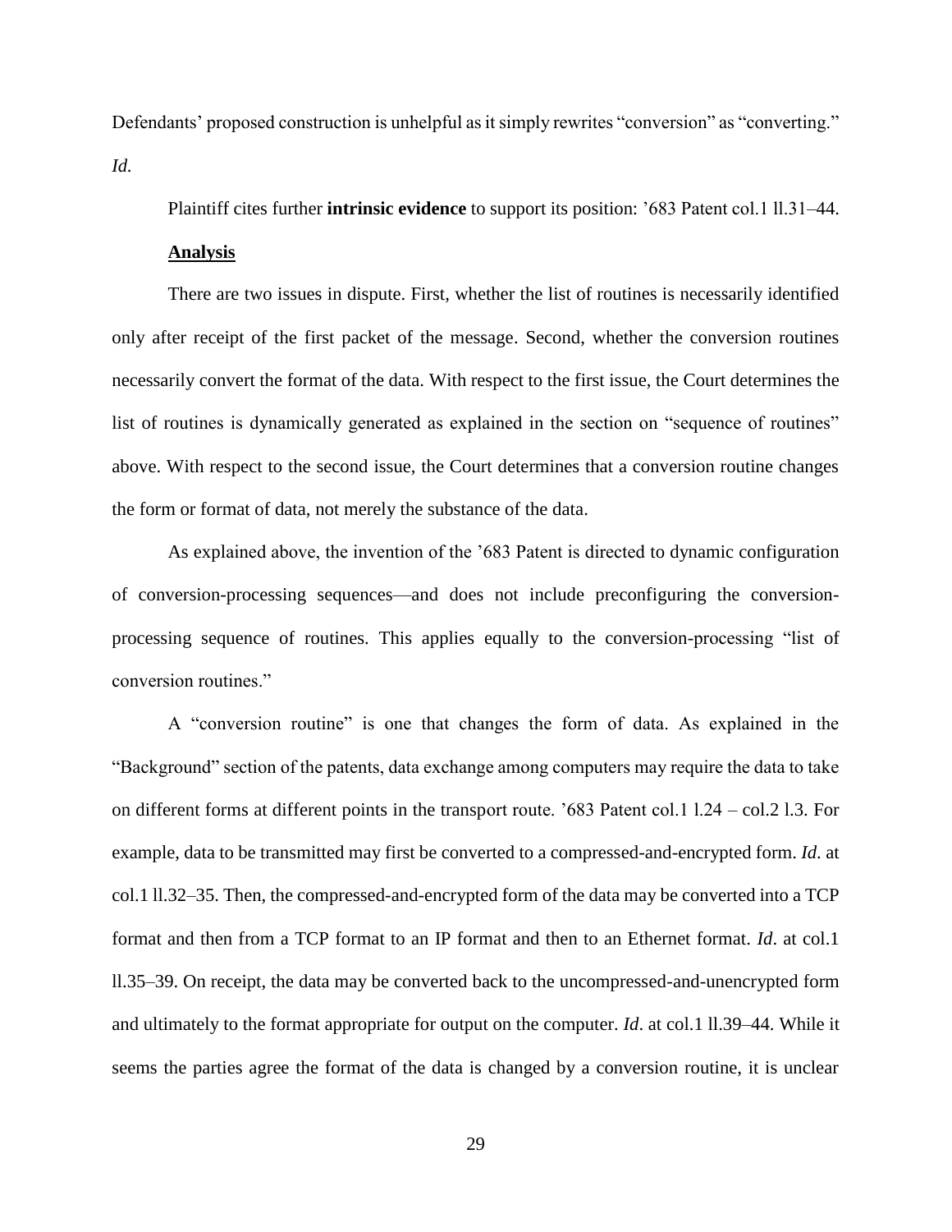Defendants' proposed construction is unhelpful as it simply rewrites "conversion" as "converting." *Id.*

Plaintiff cites further **intrinsic evidence** to support its position: '683 Patent col.1 ll.31–44.

**Analysis**

There are two issues in dispute. First, whether the list of routines is necessarily identified only after receipt of the first packet of the message. Second, whether the conversion routines necessarily convert the format of the data. With respect to the first issue, the Court determines the list of routines is dynamically generated as explained in the section on "sequence of routines" above. With respect to the second issue, the Court determines that a conversion routine changes the form or format of data, not merely the substance of the data.

As explained above, the invention of the '683 Patent is directed to dynamic configuration of conversion-processing sequences—and does not include preconfiguring the conversion-processing sequence of routines. This applies equally to the conversion-processing "list of conversion routines."

A "conversion routine" is one that changes the form of data. As explained in the "Background" section of the patents, data exchange among computers may require the data to take on different forms at different points in the transport route. '683 Patent col.1 l.24 – col.2 l.3. For example, data to be transmitted may first be converted to a compressed-and-encrypted form. *Id*. at col.1 ll.32–35. Then, the compressed-and-encrypted form of the data may be converted into a TCP format and then from a TCP format to an IP format and then to an Ethernet format. *Id*. at col.1 ll.35–39. On receipt, the data may be converted back to the uncompressed-and-unencrypted form and ultimately to the format appropriate for output on the computer. *Id*. at col.1 ll.39–44. While it seems the parties agree the format of the data is changed by a conversion routine, it is unclear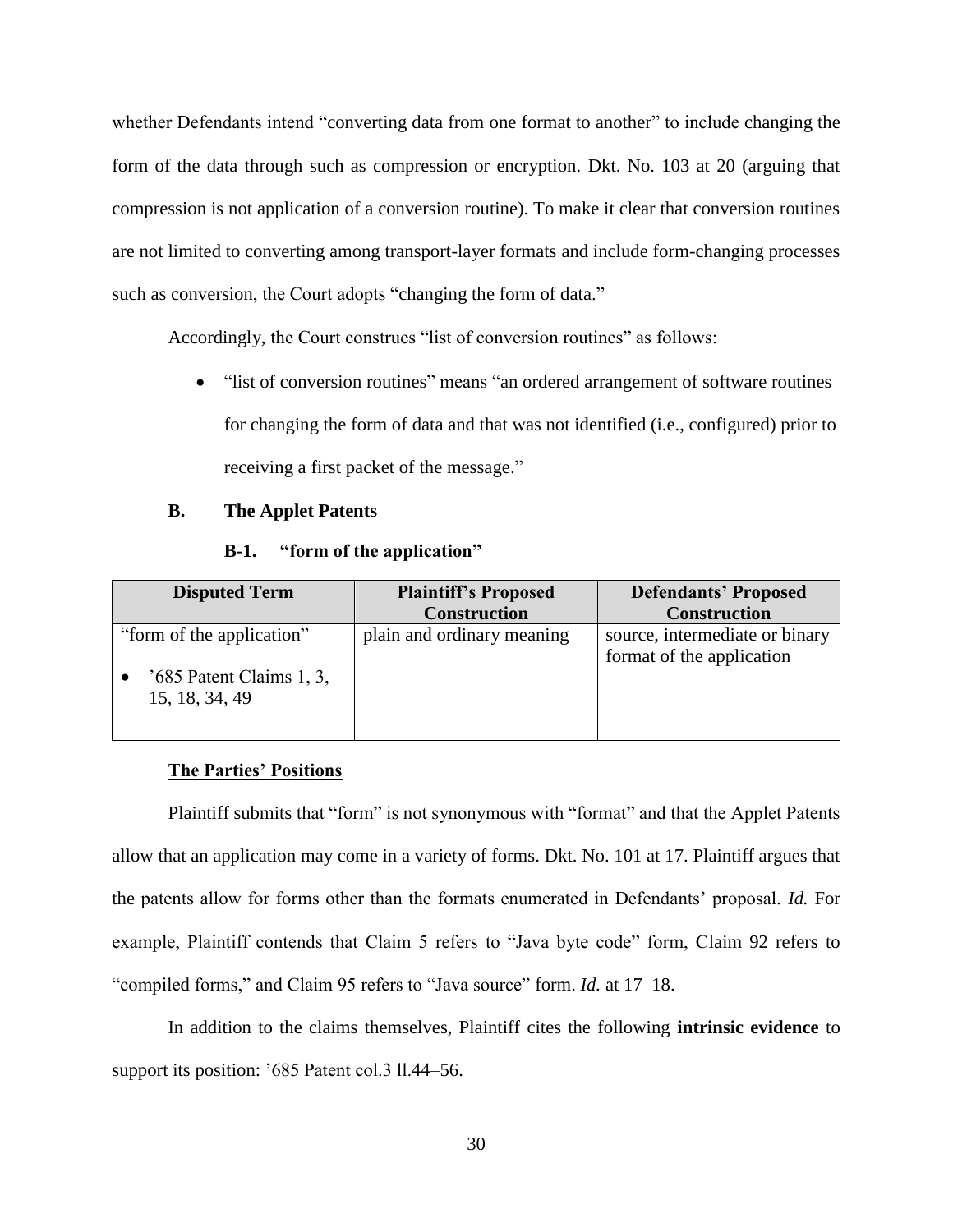whether Defendants intend "converting data from one format to another" to include changing the form of the data through such as compression or encryption. Dkt. No. 103 at 20 (arguing that compression is not application of a conversion routine). To make it clear that conversion routines are not limited to converting among transport-layer formats and include form-changing processes such as conversion, the Court adopts "changing the form of data."

Accordingly, the Court construes "list of conversion routines" as follows:

- "list of conversion routines" means "an ordered arrangement of software routines for changing the form of data and that was not identified (i.e., configured) prior to receiving a first packet of the message."

### B. The Applet Patents

#### B-1. "form of the application"

| Disputed Term | Plaintiff's Proposed Construction | Defendants' Proposed Construction |
|---|---|---|
| "form of the application"<br><br>• '685 Patent Claims 1, 3, 15, 18, 34, 49 | plain and ordinary meaning | source, intermediate or binary format of the application |

**The Parties' Positions**

Plaintiff submits that "form" is not synonymous with "format" and that the Applet Patents allow that an application may come in a variety of forms. Dkt. No. 101 at 17. Plaintiff argues that the patents allow for forms other than the formats enumerated in Defendants' proposal. *Id.* For example, Plaintiff contends that Claim 5 refers to "Java byte code" form, Claim 92 refers to "compiled forms," and Claim 95 refers to "Java source" form. *Id.* at 17–18.

In addition to the claims themselves, Plaintiff cites the following **intrinsic evidence** to support its position: '685 Patent col.3 ll.44–56.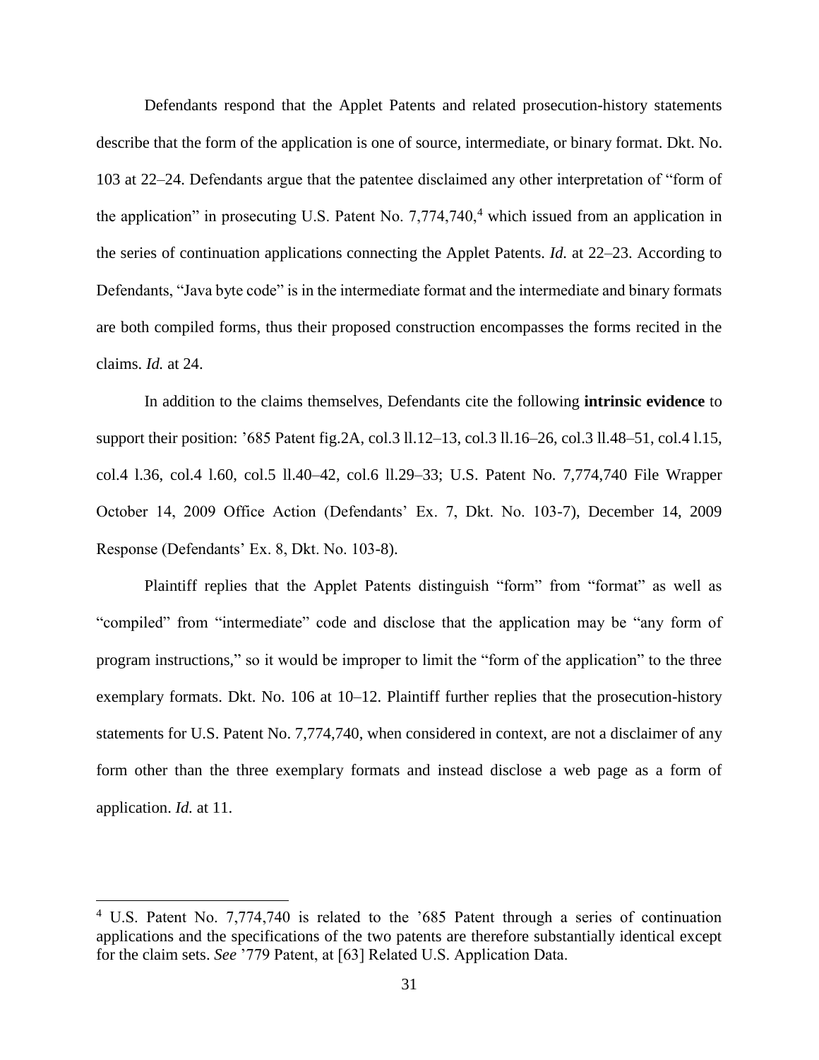Defendants respond that the Applet Patents and related prosecution-history statements describe that the form of the application is one of source, intermediate, or binary format. Dkt. No. 103 at 22–24. Defendants argue that the patentee disclaimed any other interpretation of "form of the application" in prosecuting U.S. Patent No. 7,774,740,[4] which issued from an application in the series of continuation applications connecting the Applet Patents. *Id.* at 22–23. According to Defendants, "Java byte code" is in the intermediate format and the intermediate and binary formats are both compiled forms, thus their proposed construction encompasses the forms recited in the claims. *Id.* at 24.

In addition to the claims themselves, Defendants cite the following **intrinsic evidence** to support their position: '685 Patent fig.2A, col.3 ll.12–13, col.3 ll.16–26, col.3 ll.48–51, col.4 l.15, col.4 l.36, col.4 l.60, col.5 ll.40–42, col.6 ll.29–33; U.S. Patent No. 7,774,740 File Wrapper October 14, 2009 Office Action (Defendants' Ex. 7, Dkt. No. 103-7), December 14, 2009 Response (Defendants' Ex. 8, Dkt. No. 103-8).

Plaintiff replies that the Applet Patents distinguish "form" from "format" as well as "compiled" from "intermediate" code and disclose that the application may be "any form of program instructions," so it would be improper to limit the "form of the application" to the three exemplary formats. Dkt. No. 106 at 10–12. Plaintiff further replies that the prosecution-history statements for U.S. Patent No. 7,774,740, when considered in context, are not a disclaimer of any form other than the three exemplary formats and instead disclose a web page as a form of application. *Id.* at 11.

---

[4] U.S. Patent No. 7,774,740 is related to the '685 Patent through a series of continuation applications and the specifications of the two patents are therefore substantially identical except for the claim sets. *See* '779 Patent, at [63] Related U.S. Application Data.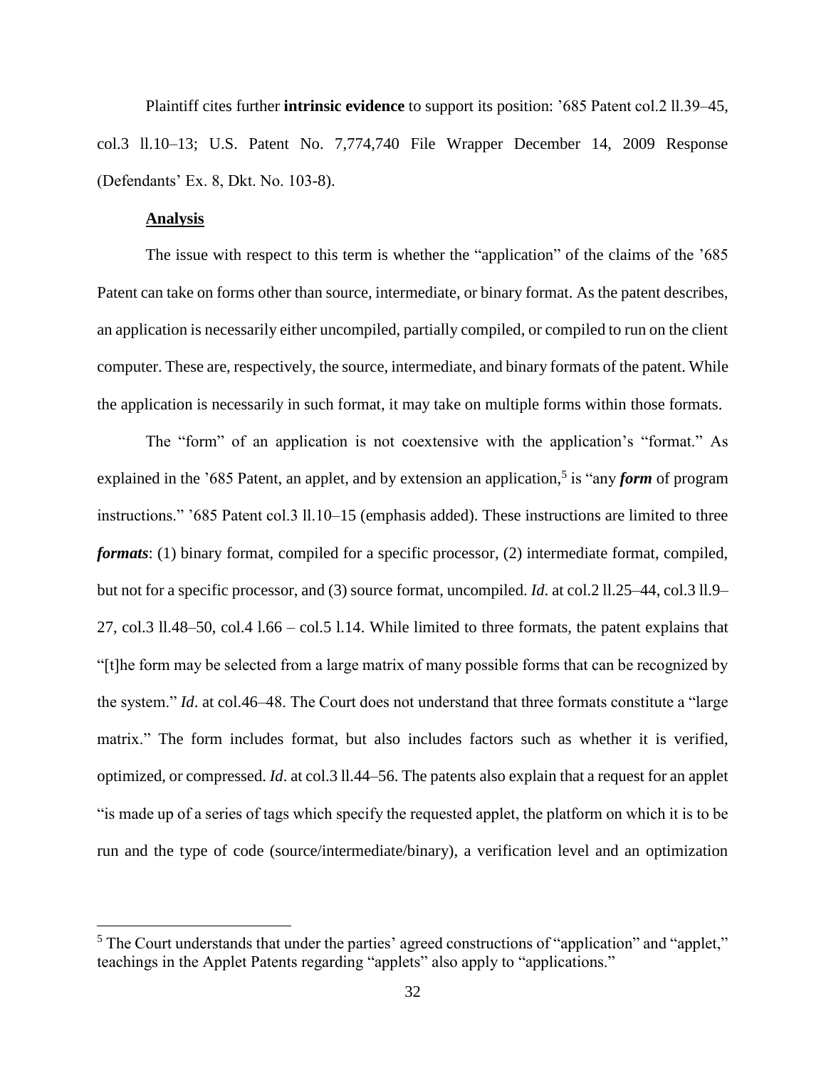Plaintiff cites further **intrinsic evidence** to support its position: ’685 Patent col.2 ll.39–45, col.3 ll.10–13; U.S. Patent No. 7,774,740 File Wrapper December 14, 2009 Response (Defendants’ Ex. 8, Dkt. No. 103-8).

**Analysis**

The issue with respect to this term is whether the “application” of the claims of the ’685 Patent can take on forms other than source, intermediate, or binary format. As the patent describes, an application is necessarily either uncompiled, partially compiled, or compiled to run on the client computer. These are, respectively, the source, intermediate, and binary formats of the patent. While the application is necessarily in such format, it may take on multiple forms within those formats.

The “form” of an application is not coextensive with the application’s “format.” As explained in the ’685 Patent, an applet, and by extension an application,[5] is “any ***form*** of program instructions.” ’685 Patent col.3 ll.10–15 (emphasis added). These instructions are limited to three ***formats***: (1) binary format, compiled for a specific processor, (2) intermediate format, compiled, but not for a specific processor, and (3) source format, uncompiled. *Id*. at col.2 ll.25–44, col.3 ll.9–27, col.3 ll.48–50, col.4 l.66 – col.5 l.14. While limited to three formats, the patent explains that “[t]he form may be selected from a large matrix of many possible forms that can be recognized by the system.” *Id*. at col.46–48. The Court does not understand that three formats constitute a “large matrix.” The form includes format, but also includes factors such as whether it is verified, optimized, or compressed. *Id*. at col.3 ll.44–56. The patents also explain that a request for an applet “is made up of a series of tags which specify the requested applet, the platform on which it is to be run and the type of code (source/intermediate/binary), a verification level and an optimization

[5] The Court understands that under the parties’ agreed constructions of “application” and “applet,” teachings in the Applet Patents regarding “applets” also apply to “applications.”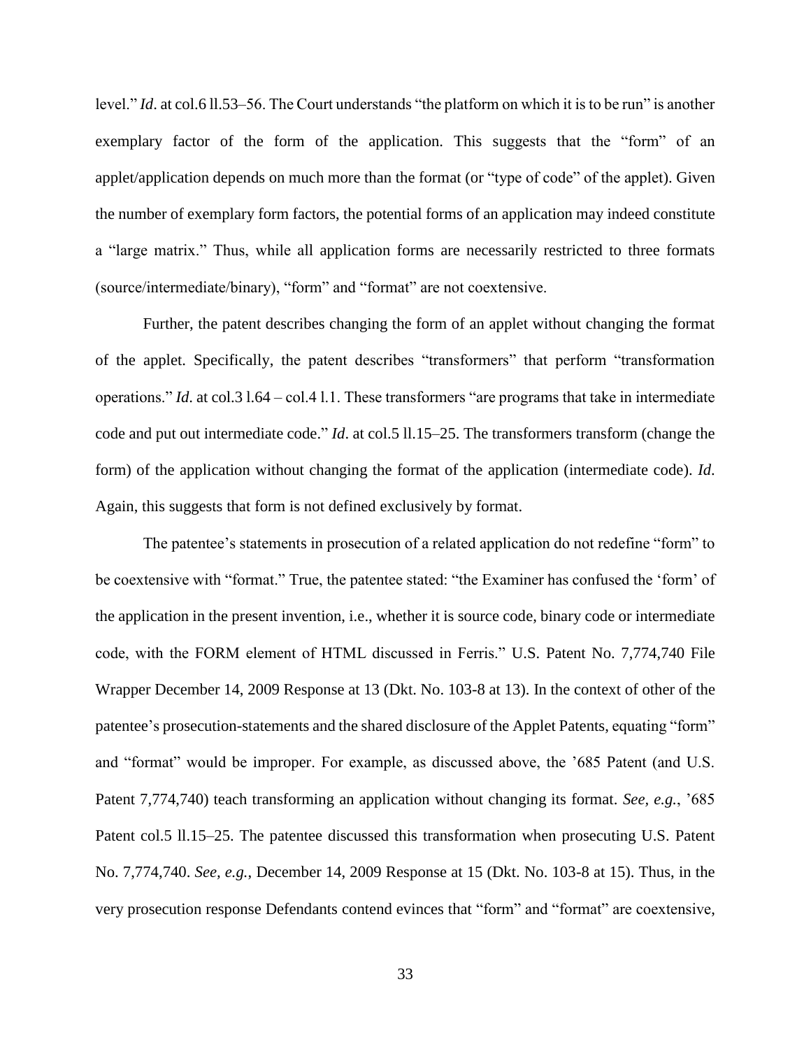level." *Id*. at col.6 ll.53–56. The Court understands "the platform on which it is to be run" is another exemplary factor of the form of the application. This suggests that the "form" of an applet/application depends on much more than the format (or "type of code" of the applet). Given the number of exemplary form factors, the potential forms of an application may indeed constitute a "large matrix." Thus, while all application forms are necessarily restricted to three formats (source/intermediate/binary), "form" and "format" are not coextensive.

Further, the patent describes changing the form of an applet without changing the format of the applet. Specifically, the patent describes "transformers" that perform "transformation operations." *Id*. at col.3 l.64 – col.4 l.1. These transformers "are programs that take in intermediate code and put out intermediate code." *Id*. at col.5 ll.15–25. The transformers transform (change the form) of the application without changing the format of the application (intermediate code). *Id*. Again, this suggests that form is not defined exclusively by format.

The patentee's statements in prosecution of a related application do not redefine "form" to be coextensive with "format." True, the patentee stated: "the Examiner has confused the 'form' of the application in the present invention, i.e., whether it is source code, binary code or intermediate code, with the FORM element of HTML discussed in Ferris." U.S. Patent No. 7,774,740 File Wrapper December 14, 2009 Response at 13 (Dkt. No. 103-8 at 13). In the context of other of the patentee's prosecution-statements and the shared disclosure of the Applet Patents, equating "form" and "format" would be improper. For example, as discussed above, the '685 Patent (and U.S. Patent 7,774,740) teach transforming an application without changing its format. *See, e.g.*, '685 Patent col.5 ll.15–25. The patentee discussed this transformation when prosecuting U.S. Patent No. 7,774,740. *See, e.g.*, December 14, 2009 Response at 15 (Dkt. No. 103-8 at 15). Thus, in the very prosecution response Defendants contend evinces that "form" and "format" are coextensive,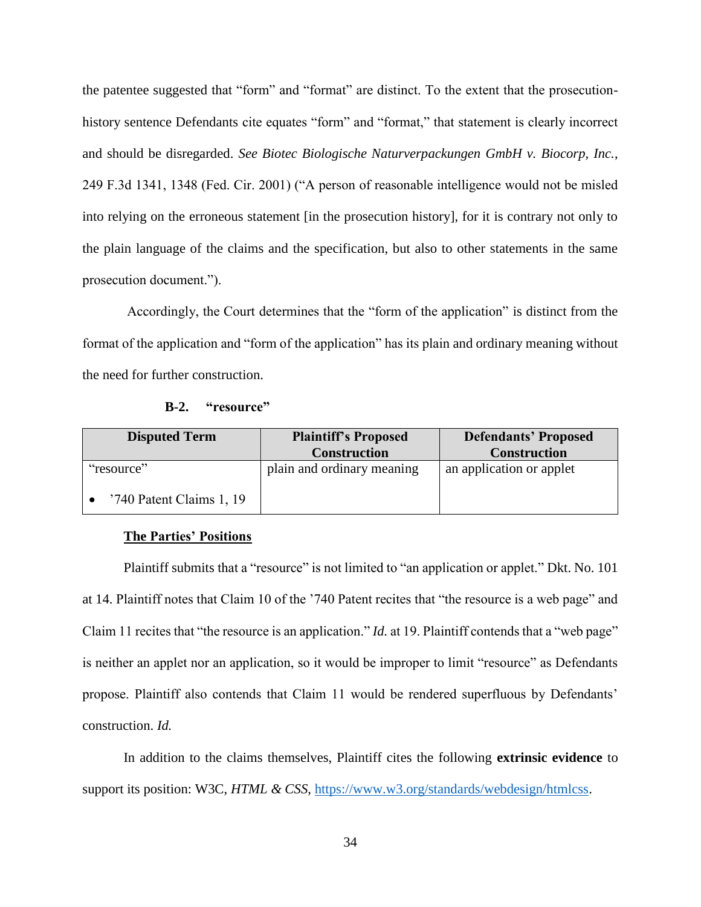the patentee suggested that "form" and "format" are distinct. To the extent that the prosecution-history sentence Defendants cite equates "form" and "format," that statement is clearly incorrect and should be disregarded. *See Biotec Biologische Naturverpackungen GmbH v. Biocorp, Inc.*, 249 F.3d 1341, 1348 (Fed. Cir. 2001) ("A person of reasonable intelligence would not be misled into relying on the erroneous statement [in the prosecution history], for it is contrary not only to the plain language of the claims and the specification, but also to other statements in the same prosecution document.").

Accordingly, the Court determines that the "form of the application" is distinct from the format of the application and "form of the application" has its plain and ordinary meaning without the need for further construction.

### B-2. "resource"

| Disputed Term | Plaintiff's Proposed Construction | Defendants' Proposed Construction |
| --- | --- | --- |
| "resource"<br><br>• '740 Patent Claims 1, 19 | plain and ordinary meaning | an application or applet |

**The Parties' Positions**

Plaintiff submits that a "resource" is not limited to "an application or applet." Dkt. No. 101 at 14. Plaintiff notes that Claim 10 of the '740 Patent recites that "the resource is a web page" and Claim 11 recites that "the resource is an application." *Id.* at 19. Plaintiff contends that a "web page" is neither an applet nor an application, so it would be improper to limit "resource" as Defendants propose. Plaintiff also contends that Claim 11 would be rendered superfluous by Defendants' construction. *Id.*

In addition to the claims themselves, Plaintiff cites the following **extrinsic evidence** to support its position: W3C, *HTML & CSS*, https://www.w3.org/standards/webdesign/htmlcss.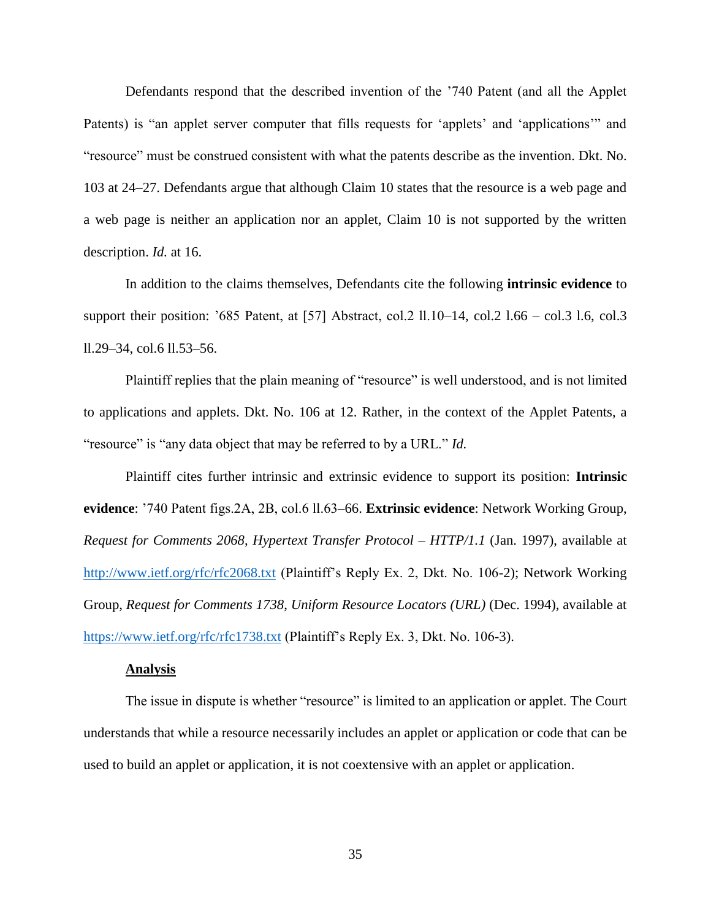Defendants respond that the described invention of the '740 Patent (and all the Applet Patents) is "an applet server computer that fills requests for 'applets' and 'applications'" and "resource" must be construed consistent with what the patents describe as the invention. Dkt. No. 103 at 24–27. Defendants argue that although Claim 10 states that the resource is a web page and a web page is neither an application nor an applet, Claim 10 is not supported by the written description. *Id.* at 16.

In addition to the claims themselves, Defendants cite the following **intrinsic evidence** to support their position: '685 Patent, at [57] Abstract, col.2 ll.10–14, col.2 l.66 – col.3 l.6, col.3 ll.29–34, col.6 ll.53–56.

Plaintiff replies that the plain meaning of "resource" is well understood, and is not limited to applications and applets. Dkt. No. 106 at 12. Rather, in the context of the Applet Patents, a "resource" is "any data object that may be referred to by a URL." *Id.*

Plaintiff cites further intrinsic and extrinsic evidence to support its position: **Intrinsic evidence**: '740 Patent figs.2A, 2B, col.6 ll.63–66. **Extrinsic evidence**: Network Working Group, *Request for Comments 2068, Hypertext Transfer Protocol – HTTP/1.1* (Jan. 1997), available at http://www.ietf.org/rfc/rfc2068.txt (Plaintiff's Reply Ex. 2, Dkt. No. 106-2); Network Working Group, *Request for Comments 1738, Uniform Resource Locators (URL)* (Dec. 1994), available at https://www.ietf.org/rfc/rfc1738.txt (Plaintiff's Reply Ex. 3, Dkt. No. 106-3).

**Analysis**

The issue in dispute is whether "resource" is limited to an application or applet. The Court understands that while a resource necessarily includes an applet or application or code that can be used to build an applet or application, it is not coextensive with an applet or application.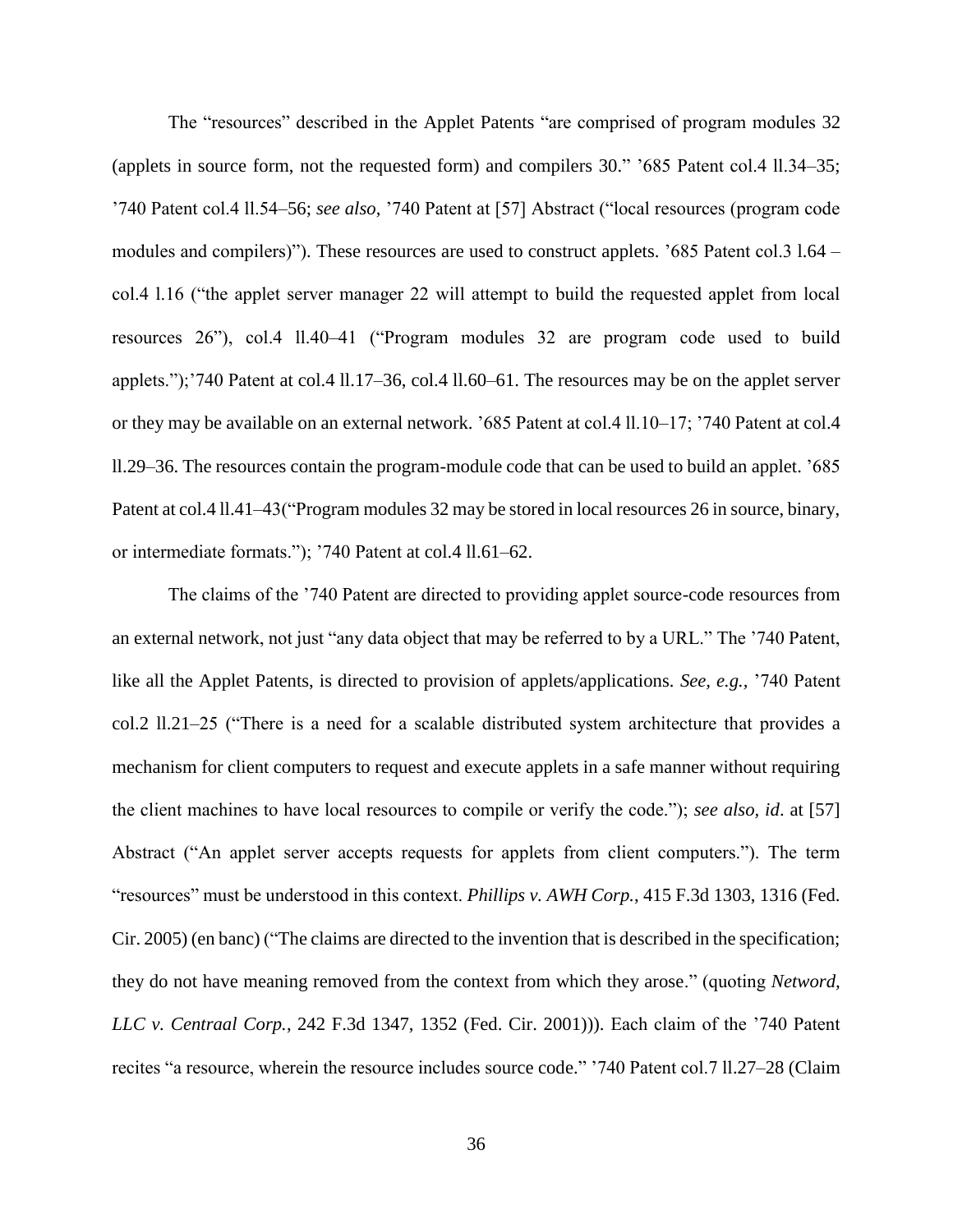The "resources" described in the Applet Patents "are comprised of program modules 32 (applets in source form, not the requested form) and compilers 30." '685 Patent col.4 ll.34–35; '740 Patent col.4 ll.54–56; *see also*, '740 Patent at [57] Abstract ("local resources (program code modules and compilers)"). These resources are used to construct applets. '685 Patent col.3 l.64 – col.4 l.16 ("the applet server manager 22 will attempt to build the requested applet from local resources 26"), col.4 ll.40–41 ("Program modules 32 are program code used to build applets.");'740 Patent at col.4 ll.17–36, col.4 ll.60–61. The resources may be on the applet server or they may be available on an external network. '685 Patent at col.4 ll.10–17; '740 Patent at col.4 ll.29–36. The resources contain the program-module code that can be used to build an applet. '685 Patent at col.4 ll.41–43("Program modules 32 may be stored in local resources 26 in source, binary, or intermediate formats."); '740 Patent at col.4 ll.61–62.

The claims of the '740 Patent are directed to providing applet source-code resources from an external network, not just "any data object that may be referred to by a URL." The '740 Patent, like all the Applet Patents, is directed to provision of applets/applications. *See, e.g.*, '740 Patent col.2 ll.21–25 ("There is a need for a scalable distributed system architecture that provides a mechanism for client computers to request and execute applets in a safe manner without requiring the client machines to have local resources to compile or verify the code."); *see also*, *id*. at [57] Abstract ("An applet server accepts requests for applets from client computers."). The term "resources" must be understood in this context. *Phillips v. AWH Corp.*, 415 F.3d 1303, 1316 (Fed. Cir. 2005) (en banc) ("The claims are directed to the invention that is described in the specification; they do not have meaning removed from the context from which they arose." (quoting *Netword, LLC v. Centraal Corp.*, 242 F.3d 1347, 1352 (Fed. Cir. 2001))). Each claim of the '740 Patent recites "a resource, wherein the resource includes source code." '740 Patent col.7 ll.27–28 (Claim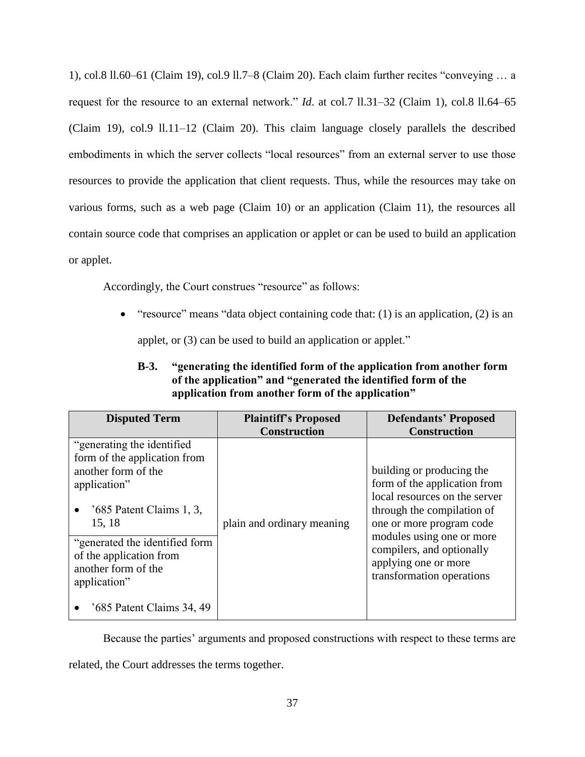1), col.8 ll.60–61 (Claim 19), col.9 ll.7–8 (Claim 20). Each claim further recites "conveying … a request for the resource to an external network." *Id*. at col.7 ll.31–32 (Claim 1), col.8 ll.64–65 (Claim 19), col.9 ll.11–12 (Claim 20). This claim language closely parallels the described embodiments in which the server collects "local resources" from an external server to use those resources to provide the application that client requests. Thus, while the resources may take on various forms, such as a web page (Claim 10) or an application (Claim 11), the resources all contain source code that comprises an application or applet or can be used to build an application or applet.

Accordingly, the Court construes "resource" as follows:

- "resource" means "data object containing code that: (1) is an application, (2) is an applet, or (3) can be used to build an application or applet."

### B-3. "generating the identified form of the application from another form of the application" and "generated the identified form of the application from another form of the application"

| Disputed Term | Plaintiff's Proposed Construction | Defendants' Proposed Construction |
|---|---|---|
| "generating the identified form of the application from another form of the application" <br>• '685 Patent Claims 1, 3, 15, 18 <br><br>"generated the identified form of the application from another form of the application" <br>• '685 Patent Claims 34, 49 | plain and ordinary meaning | building or producing the form of the application from local resources on the server through the compilation of one or more program code modules using one or more compilers, and optionally applying one or more transformation operations |

Because the parties' arguments and proposed constructions with respect to these terms are related, the Court addresses the terms together.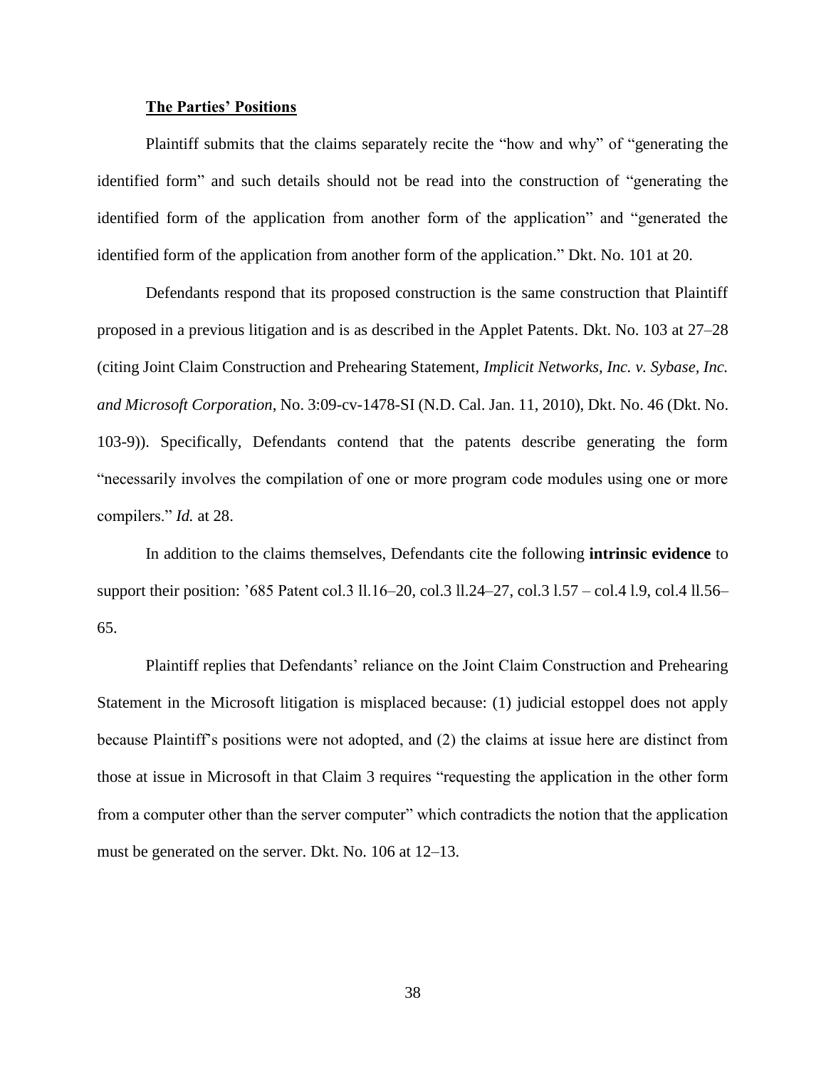**The Parties' Positions**

Plaintiff submits that the claims separately recite the "how and why" of "generating the identified form" and such details should not be read into the construction of "generating the identified form of the application from another form of the application" and "generated the identified form of the application from another form of the application." Dkt. No. 101 at 20.

Defendants respond that its proposed construction is the same construction that Plaintiff proposed in a previous litigation and is as described in the Applet Patents. Dkt. No. 103 at 27–28 (citing Joint Claim Construction and Prehearing Statement, *Implicit Networks, Inc. v. Sybase, Inc. and Microsoft Corporation*, No. 3:09-cv-1478-SI (N.D. Cal. Jan. 11, 2010), Dkt. No. 46 (Dkt. No. 103-9)). Specifically, Defendants contend that the patents describe generating the form "necessarily involves the compilation of one or more program code modules using one or more compilers." *Id.* at 28.

In addition to the claims themselves, Defendants cite the following **intrinsic evidence** to support their position: '685 Patent col.3 ll.16–20, col.3 ll.24–27, col.3 l.57 – col.4 l.9, col.4 ll.56–65.

Plaintiff replies that Defendants' reliance on the Joint Claim Construction and Prehearing Statement in the Microsoft litigation is misplaced because: (1) judicial estoppel does not apply because Plaintiff's positions were not adopted, and (2) the claims at issue here are distinct from those at issue in Microsoft in that Claim 3 requires "requesting the application in the other form from a computer other than the server computer" which contradicts the notion that the application must be generated on the server. Dkt. No. 106 at 12–13.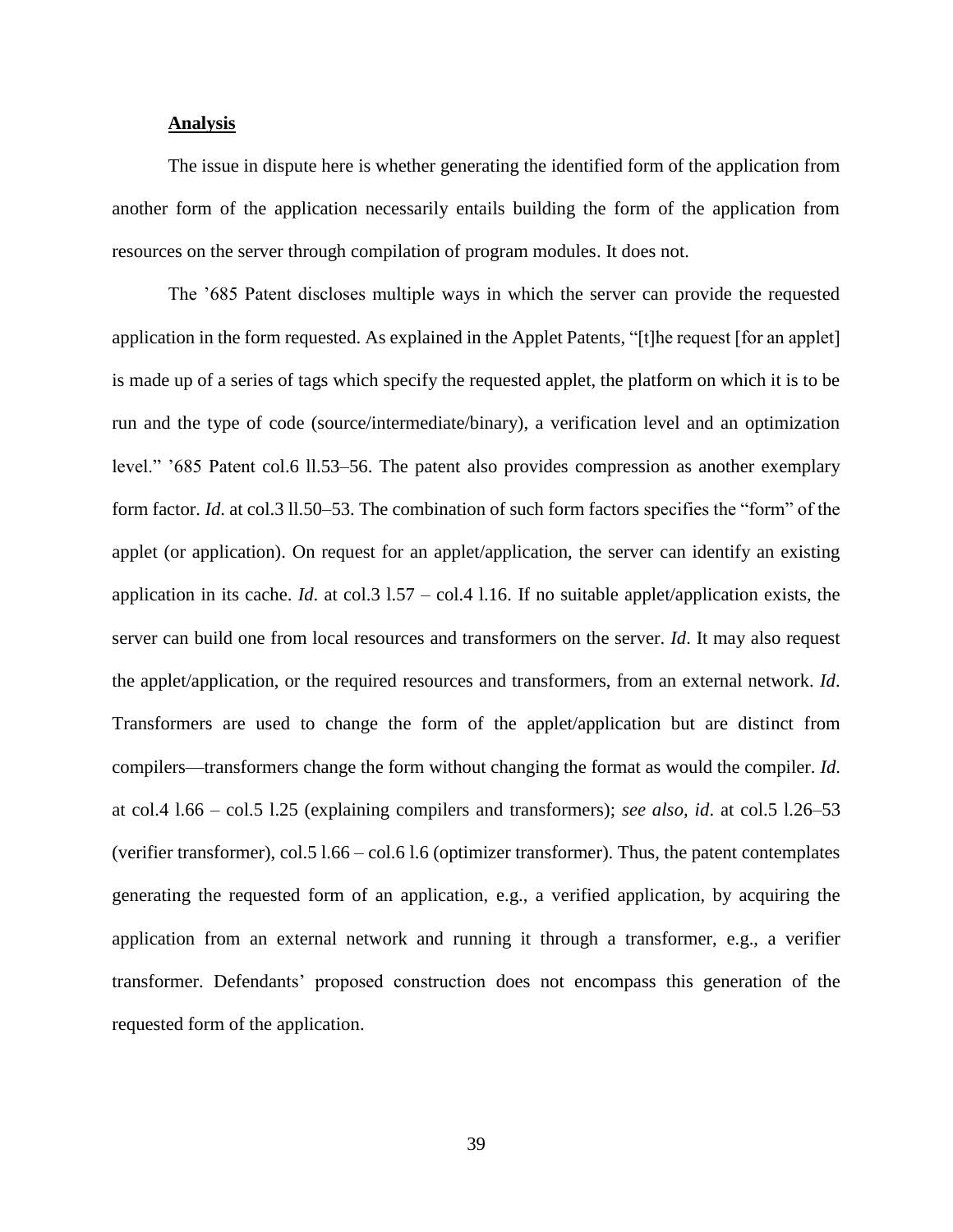**Analysis**

The issue in dispute here is whether generating the identified form of the application from another form of the application necessarily entails building the form of the application from resources on the server through compilation of program modules. It does not.

The '685 Patent discloses multiple ways in which the server can provide the requested application in the form requested. As explained in the Applet Patents, "[t]he request [for an applet] is made up of a series of tags which specify the requested applet, the platform on which it is to be run and the type of code (source/intermediate/binary), a verification level and an optimization level." '685 Patent col.6 ll.53–56. The patent also provides compression as another exemplary form factor. *Id*. at col.3 ll.50–53. The combination of such form factors specifies the "form" of the applet (or application). On request for an applet/application, the server can identify an existing application in its cache. *Id*. at col.3 l.57 – col.4 l.16. If no suitable applet/application exists, the server can build one from local resources and transformers on the server. *Id*. It may also request the applet/application, or the required resources and transformers, from an external network. *Id*. Transformers are used to change the form of the applet/application but are distinct from compilers—transformers change the form without changing the format as would the compiler. *Id*. at col.4 l.66 – col.5 l.25 (explaining compilers and transformers); *see also, id*. at col.5 l.26–53 (verifier transformer), col.5 l.66 – col.6 l.6 (optimizer transformer). Thus, the patent contemplates generating the requested form of an application, e.g., a verified application, by acquiring the application from an external network and running it through a transformer, e.g., a verifier transformer. Defendants' proposed construction does not encompass this generation of the requested form of the application.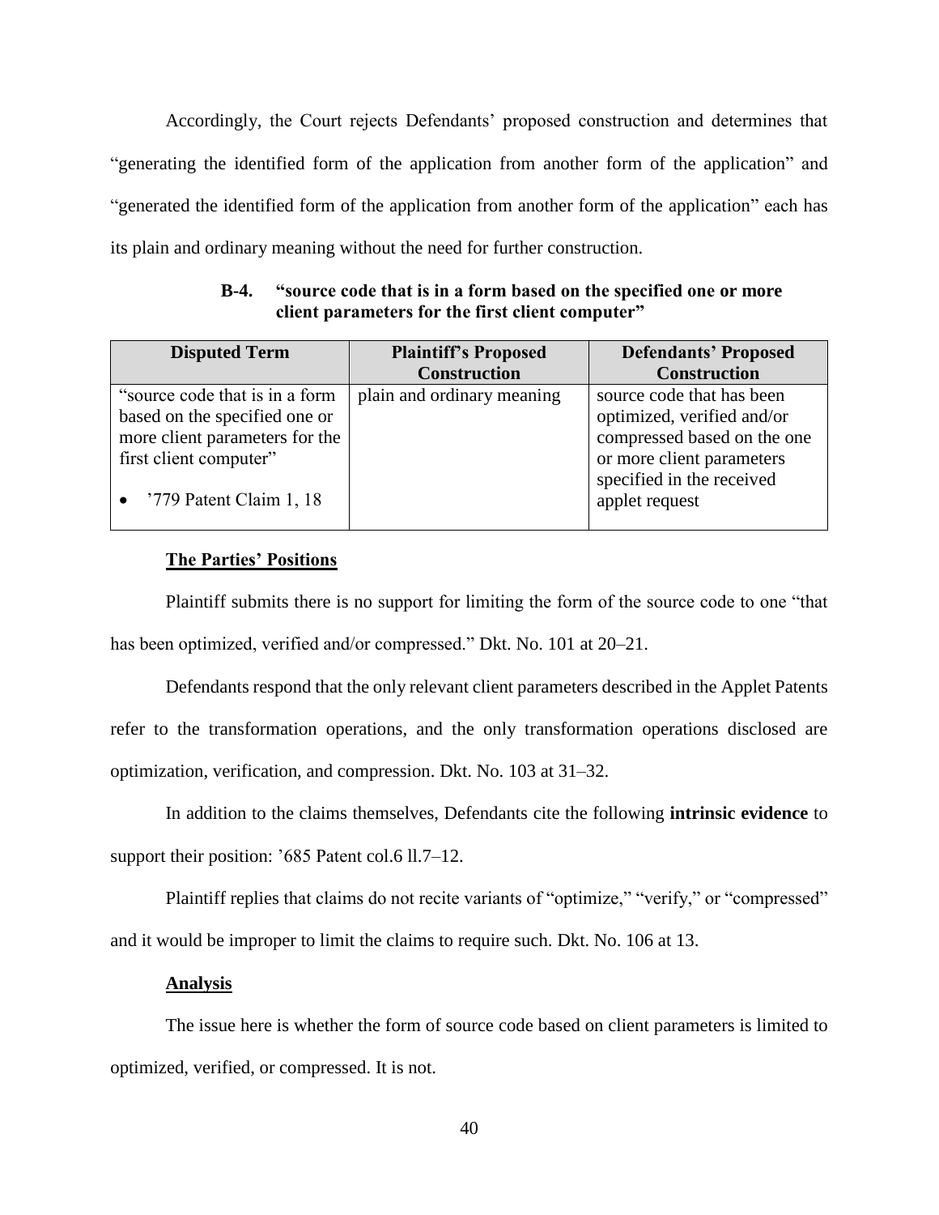Accordingly, the Court rejects Defendants' proposed construction and determines that "generating the identified form of the application from another form of the application" and "generated the identified form of the application from another form of the application" each has its plain and ordinary meaning without the need for further construction.

### B-4. "source code that is in a form based on the specified one or more client parameters for the first client computer"

| Disputed Term | Plaintiff's Proposed Construction | Defendants' Proposed Construction |
|---|---|---|
| "source code that is in a form based on the specified one or more client parameters for the first client computer"<br><br>• '779 Patent Claim 1, 18 | plain and ordinary meaning | source code that has been optimized, verified and/or compressed based on the one or more client parameters specified in the received applet request |

**The Parties' Positions**

Plaintiff submits there is no support for limiting the form of the source code to one "that has been optimized, verified and/or compressed." Dkt. No. 101 at 20–21.

Defendants respond that the only relevant client parameters described in the Applet Patents refer to the transformation operations, and the only transformation operations disclosed are optimization, verification, and compression. Dkt. No. 103 at 31–32.

In addition to the claims themselves, Defendants cite the following **intrinsic evidence** to support their position: '685 Patent col.6 ll.7–12.

Plaintiff replies that claims do not recite variants of "optimize," "verify," or "compressed" and it would be improper to limit the claims to require such. Dkt. No. 106 at 13.

**Analysis**

The issue here is whether the form of source code based on client parameters is limited to optimized, verified, or compressed. It is not.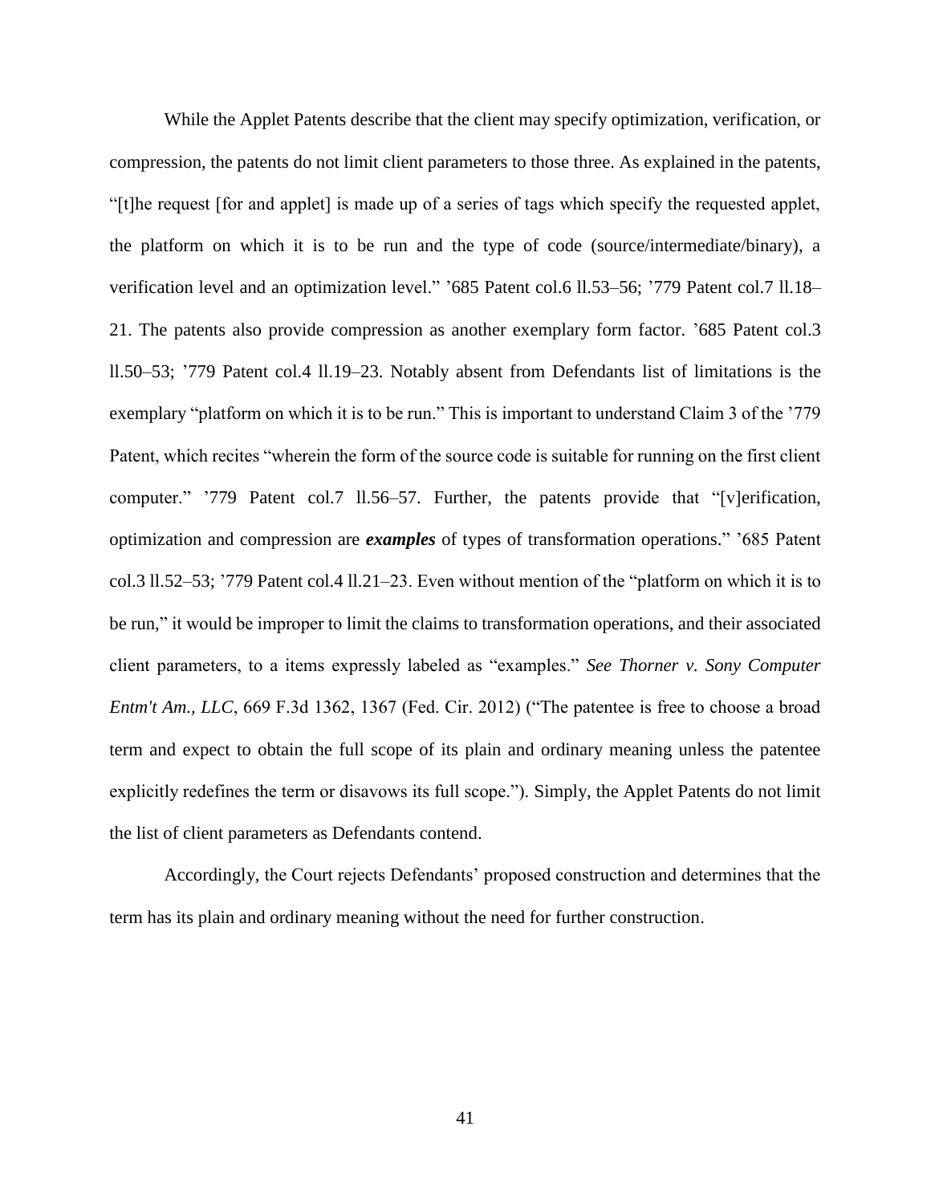While the Applet Patents describe that the client may specify optimization, verification, or compression, the patents do not limit client parameters to those three. As explained in the patents, "[t]he request [for and applet] is made up of a series of tags which specify the requested applet, the platform on which it is to be run and the type of code (source/intermediate/binary), a verification level and an optimization level." '685 Patent col.6 ll.53–56; '779 Patent col.7 ll.18–21. The patents also provide compression as another exemplary form factor. '685 Patent col.3 ll.50–53; '779 Patent col.4 ll.19–23. Notably absent from Defendants list of limitations is the exemplary "platform on which it is to be run." This is important to understand Claim 3 of the '779 Patent, which recites "wherein the form of the source code is suitable for running on the first client computer." '779 Patent col.7 ll.56–57. Further, the patents provide that "[v]erification, optimization and compression are ***examples*** of types of transformation operations." '685 Patent col.3 ll.52–53; '779 Patent col.4 ll.21–23. Even without mention of the "platform on which it is to be run," it would be improper to limit the claims to transformation operations, and their associated client parameters, to a items expressly labeled as "examples." *See Thorner v. Sony Computer Entm't Am., LLC*, 669 F.3d 1362, 1367 (Fed. Cir. 2012) ("The patentee is free to choose a broad term and expect to obtain the full scope of its plain and ordinary meaning unless the patentee explicitly redefines the term or disavows its full scope."). Simply, the Applet Patents do not limit the list of client parameters as Defendants contend.

Accordingly, the Court rejects Defendants' proposed construction and determines that the term has its plain and ordinary meaning without the need for further construction.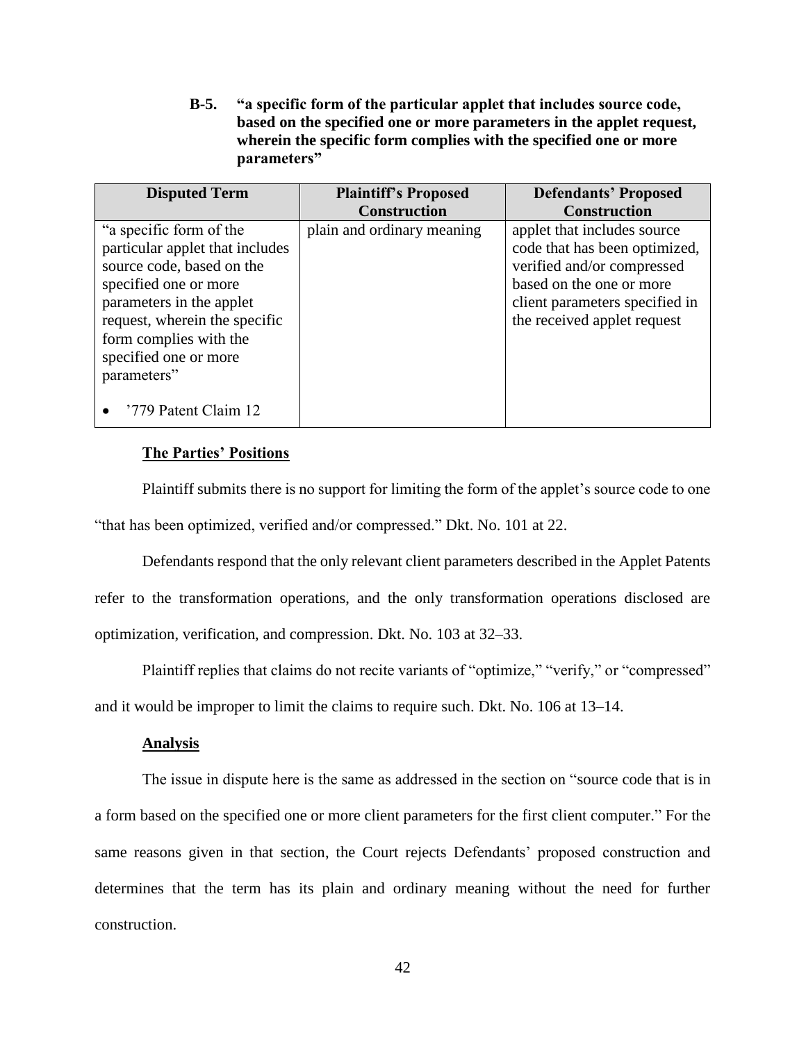### B-5. "a specific form of the particular applet that includes source code, based on the specified one or more parameters in the applet request, wherein the specific form complies with the specified one or more parameters"

| Disputed Term | Plaintiff's Proposed Construction | Defendants' Proposed Construction |
|---|---|---|
| "a specific form of the particular applet that includes source code, based on the specified one or more parameters in the applet request, wherein the specific form complies with the specified one or more parameters"<br><br>• '779 Patent Claim 12 | plain and ordinary meaning | applet that includes source code that has been optimized, verified and/or compressed based on the one or more client parameters specified in the received applet request |

**The Parties' Positions**

Plaintiff submits there is no support for limiting the form of the applet's source code to one "that has been optimized, verified and/or compressed." Dkt. No. 101 at 22.

Defendants respond that the only relevant client parameters described in the Applet Patents refer to the transformation operations, and the only transformation operations disclosed are optimization, verification, and compression. Dkt. No. 103 at 32–33.

Plaintiff replies that claims do not recite variants of "optimize," "verify," or "compressed" and it would be improper to limit the claims to require such. Dkt. No. 106 at 13–14.

**Analysis**

The issue in dispute here is the same as addressed in the section on "source code that is in a form based on the specified one or more client parameters for the first client computer." For the same reasons given in that section, the Court rejects Defendants' proposed construction and determines that the term has its plain and ordinary meaning without the need for further construction.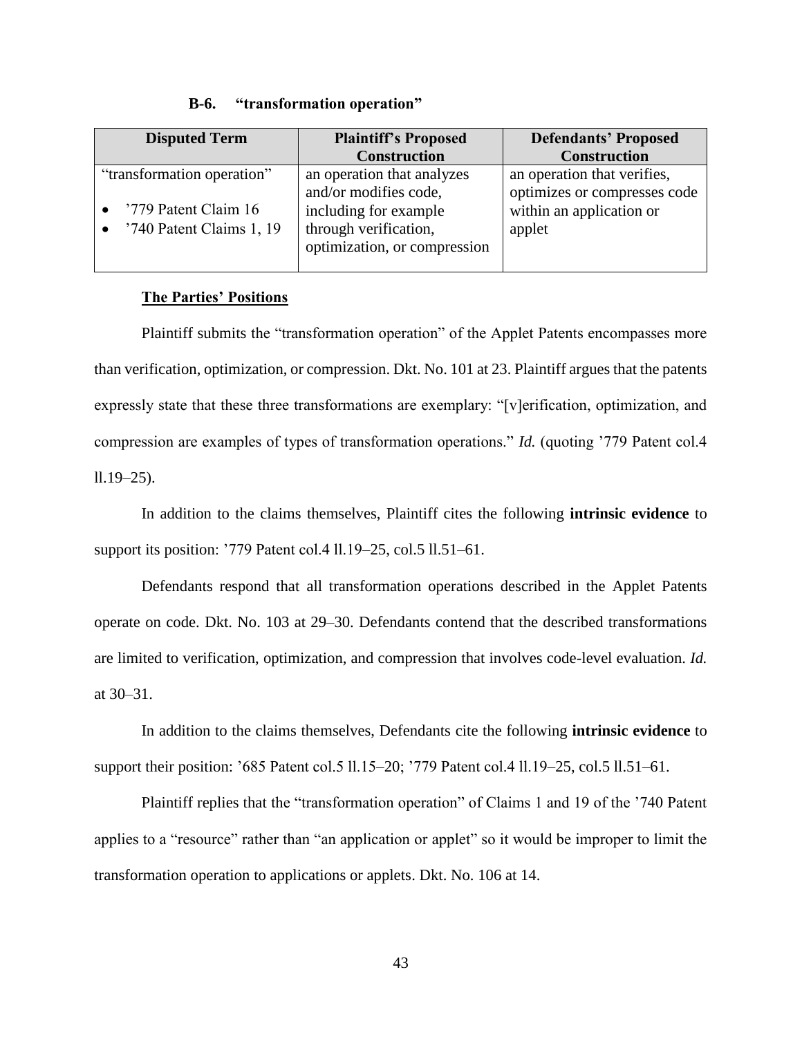### B-6. "transformation operation"

| Disputed Term | Plaintiff's Proposed Construction | Defendants' Proposed Construction |
|---|---|---|
| "transformation operation"<br>• '779 Patent Claim 16<br>• '740 Patent Claims 1, 19 | an operation that analyzes and/or modifies code, including for example through verification, optimization, or compression | an operation that verifies, optimizes or compresses code within an application or applet |

**The Parties' Positions**

Plaintiff submits the "transformation operation" of the Applet Patents encompasses more than verification, optimization, or compression. Dkt. No. 101 at 23. Plaintiff argues that the patents expressly state that these three transformations are exemplary: "[v]erification, optimization, and compression are examples of types of transformation operations." *Id.* (quoting '779 Patent col.4 ll.19–25).

In addition to the claims themselves, Plaintiff cites the following **intrinsic evidence** to support its position: '779 Patent col.4 ll.19–25, col.5 ll.51–61.

Defendants respond that all transformation operations described in the Applet Patents operate on code. Dkt. No. 103 at 29–30. Defendants contend that the described transformations are limited to verification, optimization, and compression that involves code-level evaluation. *Id.* at 30–31.

In addition to the claims themselves, Defendants cite the following **intrinsic evidence** to support their position: '685 Patent col.5 ll.15–20; '779 Patent col.4 ll.19–25, col.5 ll.51–61.

Plaintiff replies that the "transformation operation" of Claims 1 and 19 of the '740 Patent applies to a "resource" rather than "an application or applet" so it would be improper to limit the transformation operation to applications or applets. Dkt. No. 106 at 14.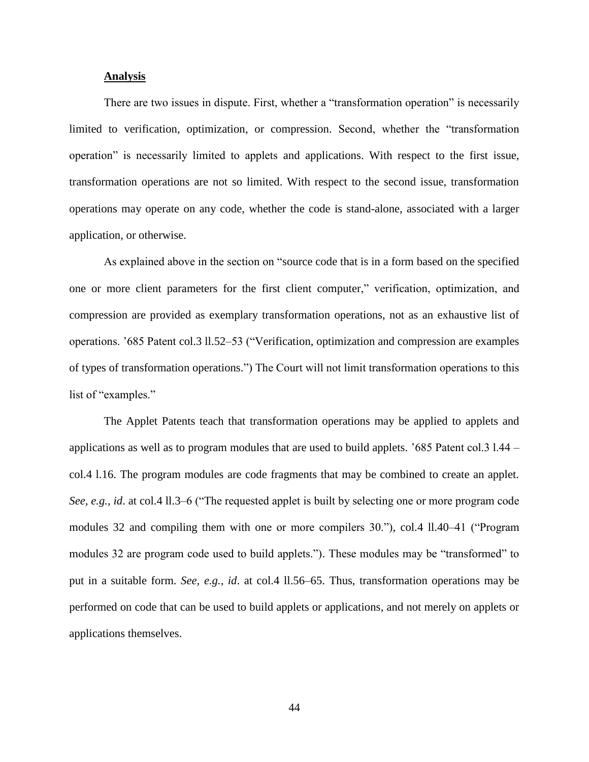**Analysis**

There are two issues in dispute. First, whether a "transformation operation" is necessarily limited to verification, optimization, or compression. Second, whether the "transformation operation" is necessarily limited to applets and applications. With respect to the first issue, transformation operations are not so limited. With respect to the second issue, transformation operations may operate on any code, whether the code is stand-alone, associated with a larger application, or otherwise.

As explained above in the section on "source code that is in a form based on the specified one or more client parameters for the first client computer," verification, optimization, and compression are provided as exemplary transformation operations, not as an exhaustive list of operations. '685 Patent col.3 ll.52–53 ("Verification, optimization and compression are examples of types of transformation operations.") The Court will not limit transformation operations to this list of "examples."

The Applet Patents teach that transformation operations may be applied to applets and applications as well as to program modules that are used to build applets. '685 Patent col.3 l.44 – col.4 l.16. The program modules are code fragments that may be combined to create an applet. *See, e.g.*, *id*. at col.4 ll.3–6 ("The requested applet is built by selecting one or more program code modules 32 and compiling them with one or more compilers 30."), col.4 ll.40–41 ("Program modules 32 are program code used to build applets."). These modules may be "transformed" to put in a suitable form. *See, e.g.*, *id*. at col.4 ll.56–65. Thus, transformation operations may be performed on code that can be used to build applets or applications, and not merely on applets or applications themselves.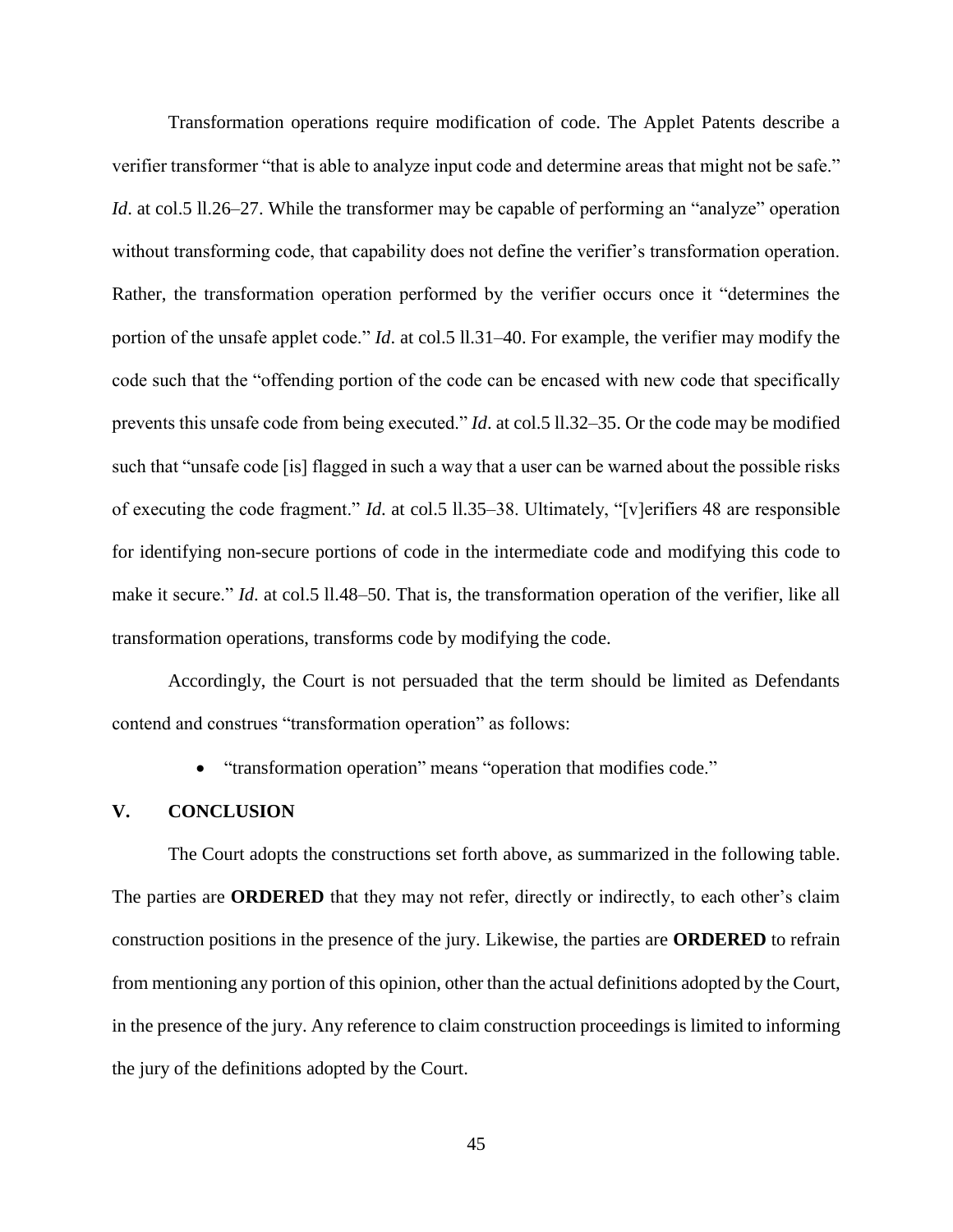Transformation operations require modification of code. The Applet Patents describe a verifier transformer "that is able to analyze input code and determine areas that might not be safe." *Id*. at col.5 ll.26–27. While the transformer may be capable of performing an "analyze" operation without transforming code, that capability does not define the verifier's transformation operation. Rather, the transformation operation performed by the verifier occurs once it "determines the portion of the unsafe applet code." *Id*. at col.5 ll.31–40. For example, the verifier may modify the code such that the "offending portion of the code can be encased with new code that specifically prevents this unsafe code from being executed." *Id*. at col.5 ll.32–35. Or the code may be modified such that "unsafe code [is] flagged in such a way that a user can be warned about the possible risks of executing the code fragment." *Id*. at col.5 ll.35–38. Ultimately, "[v]erifiers 48 are responsible for identifying non-secure portions of code in the intermediate code and modifying this code to make it secure." *Id*. at col.5 ll.48–50. That is, the transformation operation of the verifier, like all transformation operations, transforms code by modifying the code.

Accordingly, the Court is not persuaded that the term should be limited as Defendants contend and construes "transformation operation" as follows:

- "transformation operation" means "operation that modifies code."

## V. CONCLUSION

The Court adopts the constructions set forth above, as summarized in the following table. The parties are **ORDERED** that they may not refer, directly or indirectly, to each other's claim construction positions in the presence of the jury. Likewise, the parties are **ORDERED** to refrain from mentioning any portion of this opinion, other than the actual definitions adopted by the Court, in the presence of the jury. Any reference to claim construction proceedings is limited to informing the jury of the definitions adopted by the Court.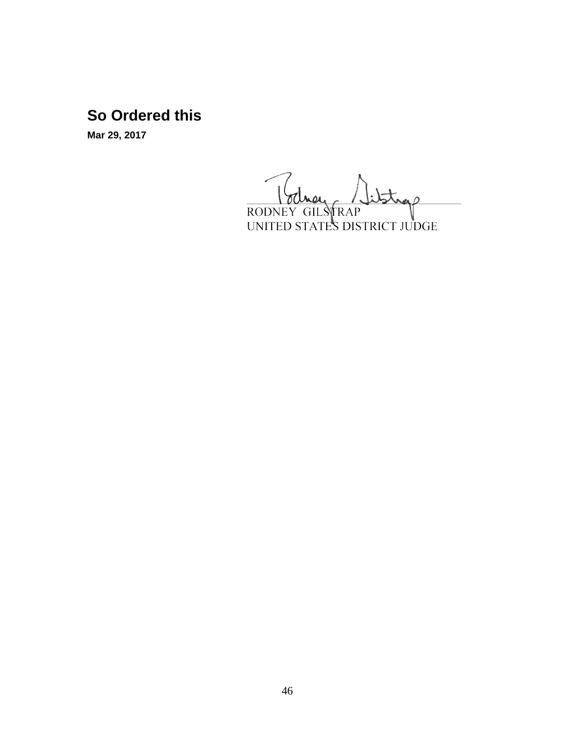**So Ordered this**

**Mar 29, 2017**

RODNEY GILSTRAP
UNITED STATES DISTRICT JUDGE